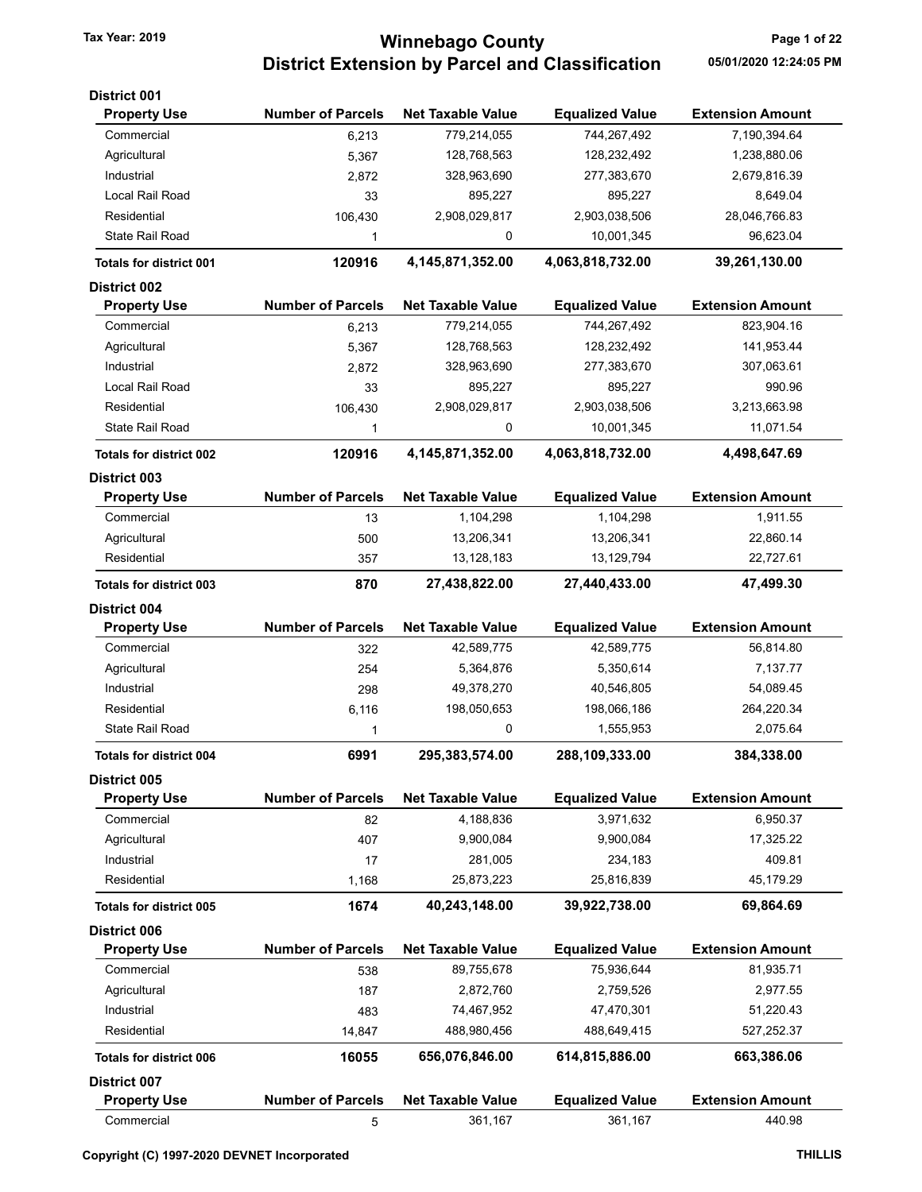# Winnebago County
## District Extension by Parcel and Classification

Tax Year: 2019

05/01/2020 12:24:05 PM

### District 001

| Property Use | Number of Parcels | Net Taxable Value | Equalized Value | Extension Amount |
|---|---|---|---|---|
| Commercial | 6,213 | 779,214,055 | 744,267,492 | 7,190,394.64 |
| Agricultural | 5,367 | 128,768,563 | 128,232,492 | 1,238,880.06 |
| Industrial | 2,872 | 328,963,690 | 277,383,670 | 2,679,816.39 |
| Local Rail Road | 33 | 895,227 | 895,227 | 8,649.04 |
| Residential | 106,430 | 2,908,029,817 | 2,903,038,506 | 28,046,766.83 |
| State Rail Road | 1 | 0 | 10,001,345 | 96,623.04 |
| **Totals for district 001** | **120916** | **4,145,871,352.00** | **4,063,818,732.00** | **39,261,130.00** |

### District 002

| Property Use | Number of Parcels | Net Taxable Value | Equalized Value | Extension Amount |
|---|---|---|---|---|
| Commercial | 6,213 | 779,214,055 | 744,267,492 | 823,904.16 |
| Agricultural | 5,367 | 128,768,563 | 128,232,492 | 141,953.44 |
| Industrial | 2,872 | 328,963,690 | 277,383,670 | 307,063.61 |
| Local Rail Road | 33 | 895,227 | 895,227 | 990.96 |
| Residential | 106,430 | 2,908,029,817 | 2,903,038,506 | 3,213,663.98 |
| State Rail Road | 1 | 0 | 10,001,345 | 11,071.54 |
| **Totals for district 002** | **120916** | **4,145,871,352.00** | **4,063,818,732.00** | **4,498,647.69** |

### District 003

| Property Use | Number of Parcels | Net Taxable Value | Equalized Value | Extension Amount |
|---|---|---|---|---|
| Commercial | 13 | 1,104,298 | 1,104,298 | 1,911.55 |
| Agricultural | 500 | 13,206,341 | 13,206,341 | 22,860.14 |
| Residential | 357 | 13,128,183 | 13,129,794 | 22,727.61 |
| **Totals for district 003** | **870** | **27,438,822.00** | **27,440,433.00** | **47,499.30** |

### District 004

| Property Use | Number of Parcels | Net Taxable Value | Equalized Value | Extension Amount |
|---|---|---|---|---|
| Commercial | 322 | 42,589,775 | 42,589,775 | 56,814.80 |
| Agricultural | 254 | 5,364,876 | 5,350,614 | 7,137.77 |
| Industrial | 298 | 49,378,270 | 40,546,805 | 54,089.45 |
| Residential | 6,116 | 198,050,653 | 198,066,186 | 264,220.34 |
| State Rail Road | 1 | 0 | 1,555,953 | 2,075.64 |
| **Totals for district 004** | **6991** | **295,383,574.00** | **288,109,333.00** | **384,338.00** |

### District 005

| Property Use | Number of Parcels | Net Taxable Value | Equalized Value | Extension Amount |
|---|---|---|---|---|
| Commercial | 82 | 4,188,836 | 3,971,632 | 6,950.37 |
| Agricultural | 407 | 9,900,084 | 9,900,084 | 17,325.22 |
| Industrial | 17 | 281,005 | 234,183 | 409.81 |
| Residential | 1,168 | 25,873,223 | 25,816,839 | 45,179.29 |
| **Totals for district 005** | **1674** | **40,243,148.00** | **39,922,738.00** | **69,864.69** |

### District 006

| Property Use | Number of Parcels | Net Taxable Value | Equalized Value | Extension Amount |
|---|---|---|---|---|
| Commercial | 538 | 89,755,678 | 75,936,644 | 81,935.71 |
| Agricultural | 187 | 2,872,760 | 2,759,526 | 2,977.55 |
| Industrial | 483 | 74,467,952 | 47,470,301 | 51,220.43 |
| Residential | 14,847 | 488,980,456 | 488,649,415 | 527,252.37 |
| **Totals for district 006** | **16055** | **656,076,846.00** | **614,815,886.00** | **663,386.06** |

### District 007

| Property Use | Number of Parcels | Net Taxable Value | Equalized Value | Extension Amount |
|---|---|---|---|---|
| Commercial | 5 | 361,167 | 361,167 | 440.98 |

Copyright (C) 1997-2020 DEVNET Incorporated

THILLIS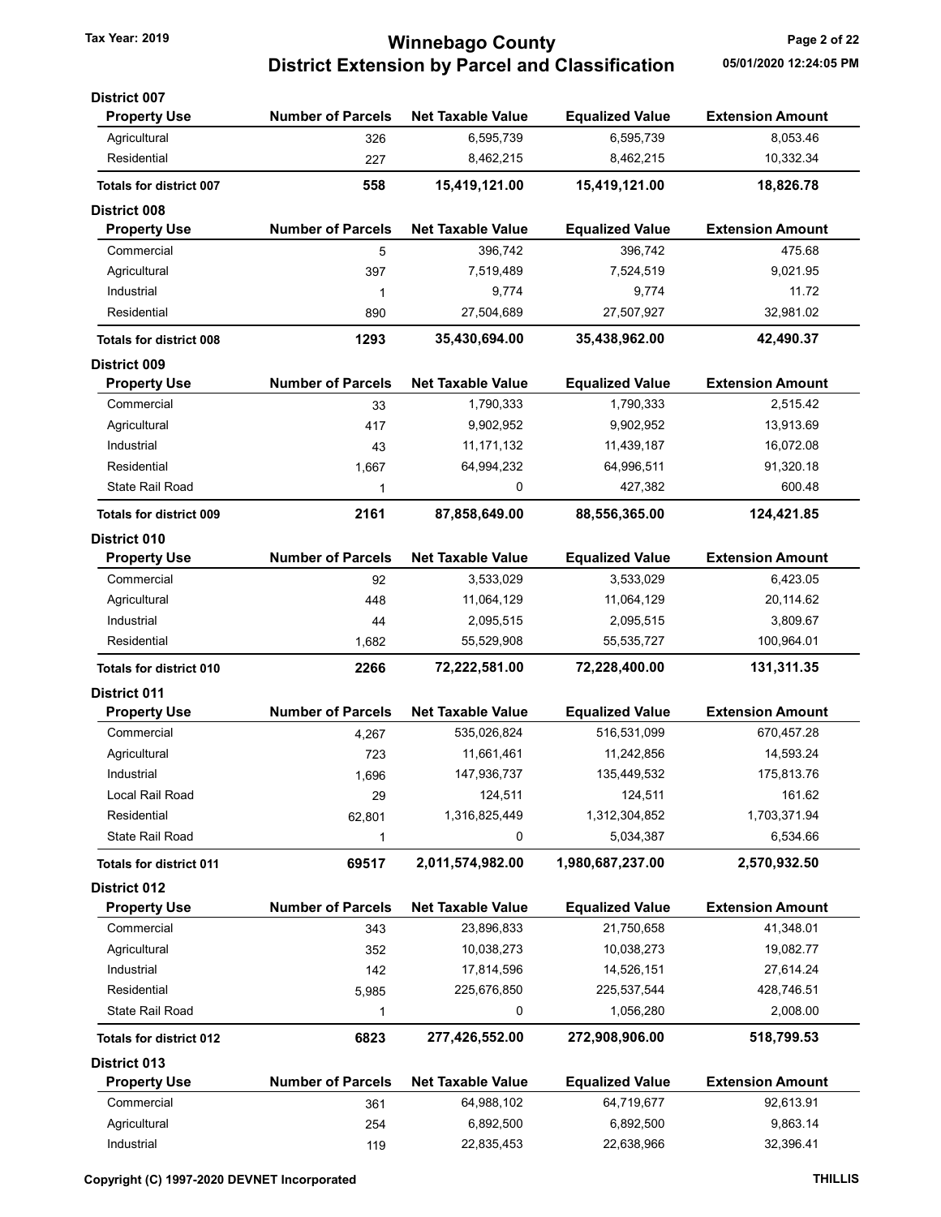### District 007

| Property Use | Number of Parcels | Net Taxable Value | Equalized Value | Extension Amount |
|---|---|---|---|---|
| Agricultural | 326 | 6,595,739 | 6,595,739 | 8,053.46 |
| Residential | 227 | 8,462,215 | 8,462,215 | 10,332.34 |
| **Totals for district 007** | **558** | **15,419,121.00** | **15,419,121.00** | **18,826.78** |

### District 008

| Property Use | Number of Parcels | Net Taxable Value | Equalized Value | Extension Amount |
|---|---|---|---|---|
| Commercial | 5 | 396,742 | 396,742 | 475.68 |
| Agricultural | 397 | 7,519,489 | 7,524,519 | 9,021.95 |
| Industrial | 1 | 9,774 | 9,774 | 11.72 |
| Residential | 890 | 27,504,689 | 27,507,927 | 32,981.02 |
| **Totals for district 008** | **1293** | **35,430,694.00** | **35,438,962.00** | **42,490.37** |

### District 009

| Property Use | Number of Parcels | Net Taxable Value | Equalized Value | Extension Amount |
|---|---|---|---|---|
| Commercial | 33 | 1,790,333 | 1,790,333 | 2,515.42 |
| Agricultural | 417 | 9,902,952 | 9,902,952 | 13,913.69 |
| Industrial | 43 | 11,171,132 | 11,439,187 | 16,072.08 |
| Residential | 1,667 | 64,994,232 | 64,996,511 | 91,320.18 |
| State Rail Road | 1 | 0 | 427,382 | 600.48 |
| **Totals for district 009** | **2161** | **87,858,649.00** | **88,556,365.00** | **124,421.85** |

### District 010

| Property Use | Number of Parcels | Net Taxable Value | Equalized Value | Extension Amount |
|---|---|---|---|---|
| Commercial | 92 | 3,533,029 | 3,533,029 | 6,423.05 |
| Agricultural | 448 | 11,064,129 | 11,064,129 | 20,114.62 |
| Industrial | 44 | 2,095,515 | 2,095,515 | 3,809.67 |
| Residential | 1,682 | 55,529,908 | 55,535,727 | 100,964.01 |
| **Totals for district 010** | **2266** | **72,222,581.00** | **72,228,400.00** | **131,311.35** |

### District 011

| Property Use | Number of Parcels | Net Taxable Value | Equalized Value | Extension Amount |
|---|---|---|---|---|
| Commercial | 4,267 | 535,026,824 | 516,531,099 | 670,457.28 |
| Agricultural | 723 | 11,661,461 | 11,242,856 | 14,593.24 |
| Industrial | 1,696 | 147,936,737 | 135,449,532 | 175,813.76 |
| Local Rail Road | 29 | 124,511 | 124,511 | 161.62 |
| Residential | 62,801 | 1,316,825,449 | 1,312,304,852 | 1,703,371.94 |
| State Rail Road | 1 | 0 | 5,034,387 | 6,534.66 |
| **Totals for district 011** | **69517** | **2,011,574,982.00** | **1,980,687,237.00** | **2,570,932.50** |

### District 012

| Property Use | Number of Parcels | Net Taxable Value | Equalized Value | Extension Amount |
|---|---|---|---|---|
| Commercial | 343 | 23,896,833 | 21,750,658 | 41,348.01 |
| Agricultural | 352 | 10,038,273 | 10,038,273 | 19,082.77 |
| Industrial | 142 | 17,814,596 | 14,526,151 | 27,614.24 |
| Residential | 5,985 | 225,676,850 | 225,537,544 | 428,746.51 |
| State Rail Road | 1 | 0 | 1,056,280 | 2,008.00 |
| **Totals for district 012** | **6823** | **277,426,552.00** | **272,908,906.00** | **518,799.53** |

### District 013

| Property Use | Number of Parcels | Net Taxable Value | Equalized Value | Extension Amount |
|---|---|---|---|---|
| Commercial | 361 | 64,988,102 | 64,719,677 | 92,613.91 |
| Agricultural | 254 | 6,892,500 | 6,892,500 | 9,863.14 |
| Industrial | 119 | 22,835,453 | 22,638,966 | 32,396.41 |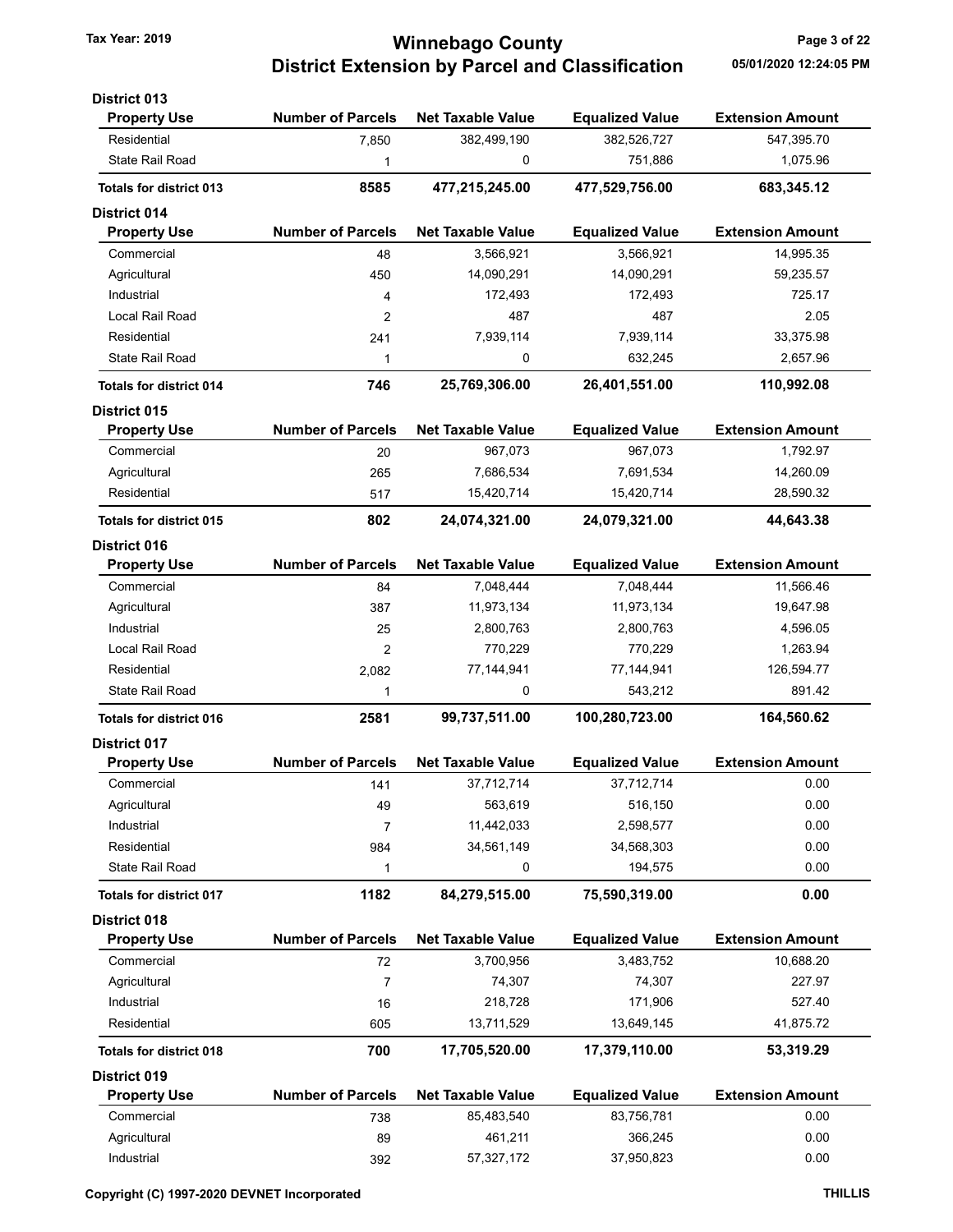# Winnebago County
## District Extension by Parcel and Classification

Tax Year: 2019

05/01/2020 12:24:05 PM

### District 013

| Property Use | Number of Parcels | Net Taxable Value | Equalized Value | Extension Amount |
|---|---|---|---|---|
| Residential | 7,850 | 382,499,190 | 382,526,727 | 547,395.70 |
| State Rail Road | 1 | 0 | 751,886 | 1,075.96 |
| **Totals for district 013** | **8585** | **477,215,245.00** | **477,529,756.00** | **683,345.12** |

### District 014

| Property Use | Number of Parcels | Net Taxable Value | Equalized Value | Extension Amount |
|---|---|---|---|---|
| Commercial | 48 | 3,566,921 | 3,566,921 | 14,995.35 |
| Agricultural | 450 | 14,090,291 | 14,090,291 | 59,235.57 |
| Industrial | 4 | 172,493 | 172,493 | 725.17 |
| Local Rail Road | 2 | 487 | 487 | 2.05 |
| Residential | 241 | 7,939,114 | 7,939,114 | 33,375.98 |
| State Rail Road | 1 | 0 | 632,245 | 2,657.96 |
| **Totals for district 014** | **746** | **25,769,306.00** | **26,401,551.00** | **110,992.08** |

### District 015

| Property Use | Number of Parcels | Net Taxable Value | Equalized Value | Extension Amount |
|---|---|---|---|---|
| Commercial | 20 | 967,073 | 967,073 | 1,792.97 |
| Agricultural | 265 | 7,686,534 | 7,691,534 | 14,260.09 |
| Residential | 517 | 15,420,714 | 15,420,714 | 28,590.32 |
| **Totals for district 015** | **802** | **24,074,321.00** | **24,079,321.00** | **44,643.38** |

### District 016

| Property Use | Number of Parcels | Net Taxable Value | Equalized Value | Extension Amount |
|---|---|---|---|---|
| Commercial | 84 | 7,048,444 | 7,048,444 | 11,566.46 |
| Agricultural | 387 | 11,973,134 | 11,973,134 | 19,647.98 |
| Industrial | 25 | 2,800,763 | 2,800,763 | 4,596.05 |
| Local Rail Road | 2 | 770,229 | 770,229 | 1,263.94 |
| Residential | 2,082 | 77,144,941 | 77,144,941 | 126,594.77 |
| State Rail Road | 1 | 0 | 543,212 | 891.42 |
| **Totals for district 016** | **2581** | **99,737,511.00** | **100,280,723.00** | **164,560.62** |

### District 017

| Property Use | Number of Parcels | Net Taxable Value | Equalized Value | Extension Amount |
|---|---|---|---|---|
| Commercial | 141 | 37,712,714 | 37,712,714 | 0.00 |
| Agricultural | 49 | 563,619 | 516,150 | 0.00 |
| Industrial | 7 | 11,442,033 | 2,598,577 | 0.00 |
| Residential | 984 | 34,561,149 | 34,568,303 | 0.00 |
| State Rail Road | 1 | 0 | 194,575 | 0.00 |
| **Totals for district 017** | **1182** | **84,279,515.00** | **75,590,319.00** | **0.00** |

### District 018

| Property Use | Number of Parcels | Net Taxable Value | Equalized Value | Extension Amount |
|---|---|---|---|---|
| Commercial | 72 | 3,700,956 | 3,483,752 | 10,688.20 |
| Agricultural | 7 | 74,307 | 74,307 | 227.97 |
| Industrial | 16 | 218,728 | 171,906 | 527.40 |
| Residential | 605 | 13,711,529 | 13,649,145 | 41,875.72 |
| **Totals for district 018** | **700** | **17,705,520.00** | **17,379,110.00** | **53,319.29** |

### District 019

| Property Use | Number of Parcels | Net Taxable Value | Equalized Value | Extension Amount |
|---|---|---|---|---|
| Commercial | 738 | 85,483,540 | 83,756,781 | 0.00 |
| Agricultural | 89 | 461,211 | 366,245 | 0.00 |
| Industrial | 392 | 57,327,172 | 37,950,823 | 0.00 |

Copyright (C) 1997-2020 DEVNET Incorporated

THILLIS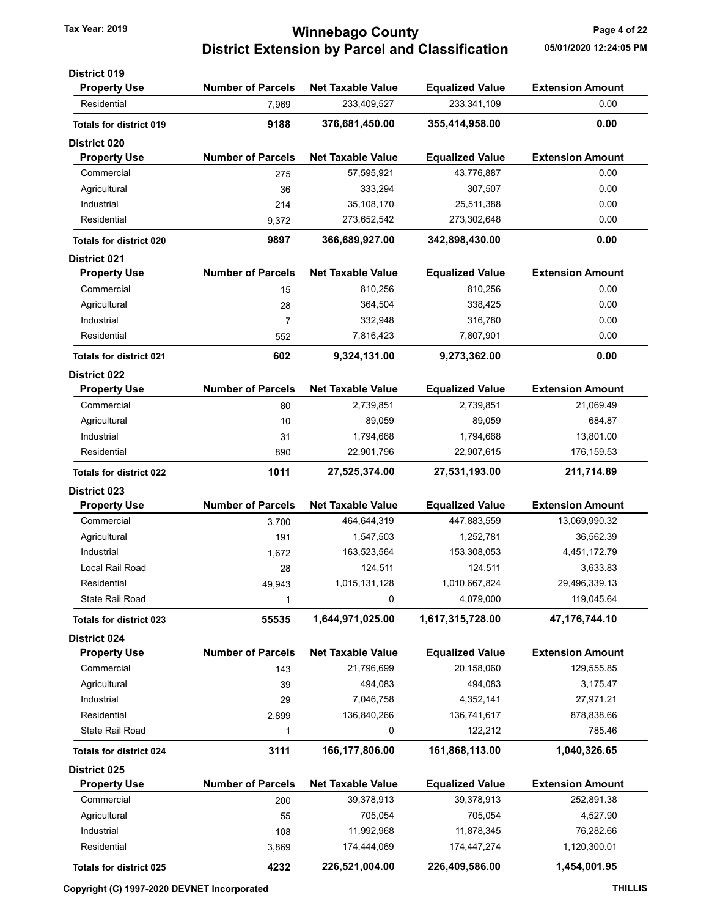### District 019

| Property Use | Number of Parcels | Net Taxable Value | Equalized Value | Extension Amount |
|---|---|---|---|---|
| Residential | 7,969 | 233,409,527 | 233,341,109 | 0.00 |
| **Totals for district 019** | **9188** | **376,681,450.00** | **355,414,958.00** | **0.00** |

### District 020

| Property Use | Number of Parcels | Net Taxable Value | Equalized Value | Extension Amount |
|---|---|---|---|---|
| Commercial | 275 | 57,595,921 | 43,776,887 | 0.00 |
| Agricultural | 36 | 333,294 | 307,507 | 0.00 |
| Industrial | 214 | 35,108,170 | 25,511,388 | 0.00 |
| Residential | 9,372 | 273,652,542 | 273,302,648 | 0.00 |
| **Totals for district 020** | **9897** | **366,689,927.00** | **342,898,430.00** | **0.00** |

### District 021

| Property Use | Number of Parcels | Net Taxable Value | Equalized Value | Extension Amount |
|---|---|---|---|---|
| Commercial | 15 | 810,256 | 810,256 | 0.00 |
| Agricultural | 28 | 364,504 | 338,425 | 0.00 |
| Industrial | 7 | 332,948 | 316,780 | 0.00 |
| Residential | 552 | 7,816,423 | 7,807,901 | 0.00 |
| **Totals for district 021** | **602** | **9,324,131.00** | **9,273,362.00** | **0.00** |

### District 022

| Property Use | Number of Parcels | Net Taxable Value | Equalized Value | Extension Amount |
|---|---|---|---|---|
| Commercial | 80 | 2,739,851 | 2,739,851 | 21,069.49 |
| Agricultural | 10 | 89,059 | 89,059 | 684.87 |
| Industrial | 31 | 1,794,668 | 1,794,668 | 13,801.00 |
| Residential | 890 | 22,901,796 | 22,907,615 | 176,159.53 |
| **Totals for district 022** | **1011** | **27,525,374.00** | **27,531,193.00** | **211,714.89** |

### District 023

| Property Use | Number of Parcels | Net Taxable Value | Equalized Value | Extension Amount |
|---|---|---|---|---|
| Commercial | 3,700 | 464,644,319 | 447,883,559 | 13,069,990.32 |
| Agricultural | 191 | 1,547,503 | 1,252,781 | 36,562.39 |
| Industrial | 1,672 | 163,523,564 | 153,308,053 | 4,451,172.79 |
| Local Rail Road | 28 | 124,511 | 124,511 | 3,633.83 |
| Residential | 49,943 | 1,015,131,128 | 1,010,667,824 | 29,496,339.13 |
| State Rail Road | 1 | 0 | 4,079,000 | 119,045.64 |
| **Totals for district 023** | **55535** | **1,644,971,025.00** | **1,617,315,728.00** | **47,176,744.10** |

### District 024

| Property Use | Number of Parcels | Net Taxable Value | Equalized Value | Extension Amount |
|---|---|---|---|---|
| Commercial | 143 | 21,796,699 | 20,158,060 | 129,555.85 |
| Agricultural | 39 | 494,083 | 494,083 | 3,175.47 |
| Industrial | 29 | 7,046,758 | 4,352,141 | 27,971.21 |
| Residential | 2,899 | 136,840,266 | 136,741,617 | 878,838.66 |
| State Rail Road | 1 | 0 | 122,212 | 785.46 |
| **Totals for district 024** | **3111** | **166,177,806.00** | **161,868,113.00** | **1,040,326.65** |

### District 025

| Property Use | Number of Parcels | Net Taxable Value | Equalized Value | Extension Amount |
|---|---|---|---|---|
| Commercial | 200 | 39,378,913 | 39,378,913 | 252,891.38 |
| Agricultural | 55 | 705,054 | 705,054 | 4,527.90 |
| Industrial | 108 | 11,992,968 | 11,878,345 | 76,282.66 |
| Residential | 3,869 | 174,444,069 | 174,447,274 | 1,120,300.01 |
| **Totals for district 025** | **4232** | **226,521,004.00** | **226,409,586.00** | **1,454,001.95** |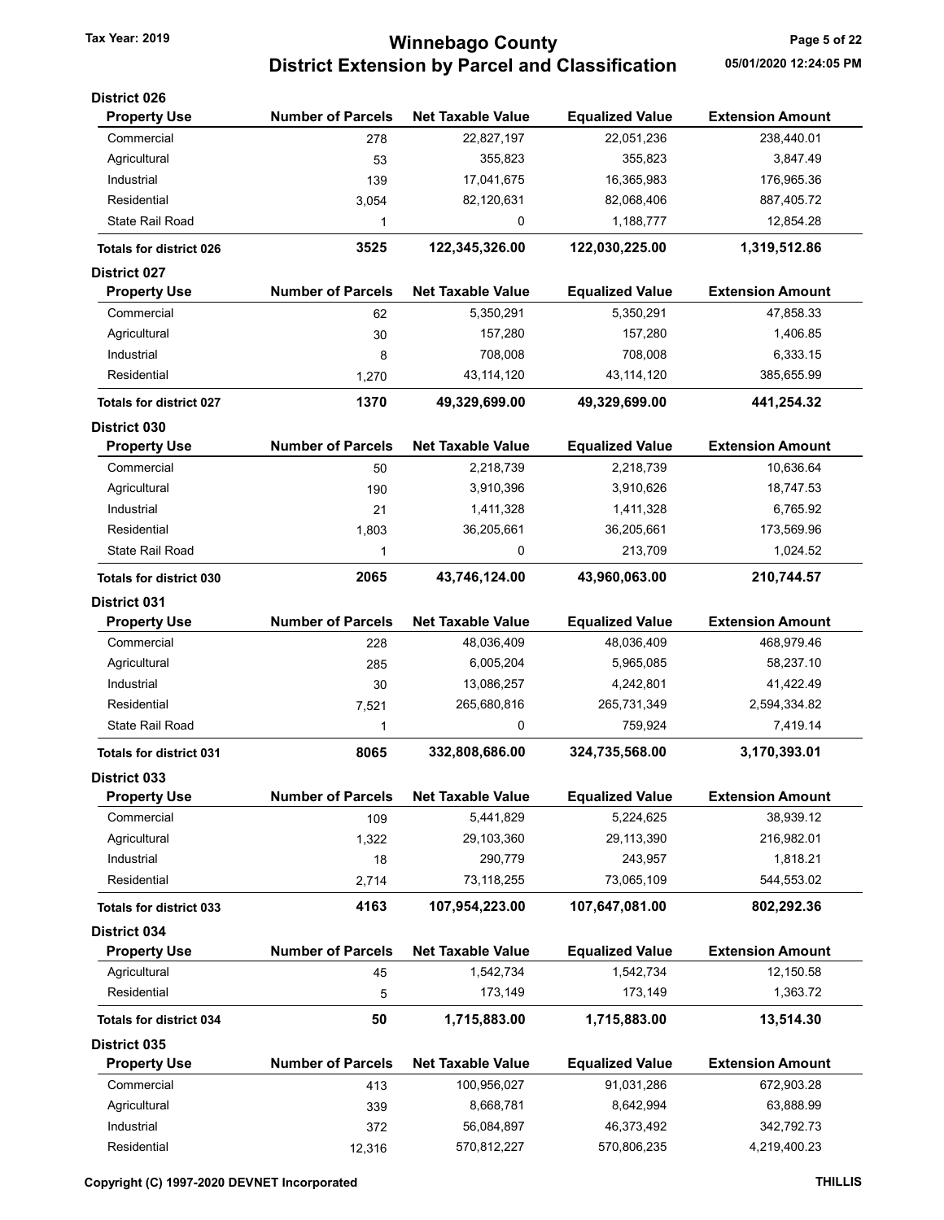# Winnebago County
## District Extension by Parcel and Classification

Tax Year: 2019

05/01/2020 12:24:05 PM

### District 026

| Property Use | Number of Parcels | Net Taxable Value | Equalized Value | Extension Amount |
|---|---|---|---|---|
| Commercial | 278 | 22,827,197 | 22,051,236 | 238,440.01 |
| Agricultural | 53 | 355,823 | 355,823 | 3,847.49 |
| Industrial | 139 | 17,041,675 | 16,365,983 | 176,965.36 |
| Residential | 3,054 | 82,120,631 | 82,068,406 | 887,405.72 |
| State Rail Road | 1 | 0 | 1,188,777 | 12,854.28 |
| **Totals for district 026** | **3525** | **122,345,326.00** | **122,030,225.00** | **1,319,512.86** |

### District 027

| Property Use | Number of Parcels | Net Taxable Value | Equalized Value | Extension Amount |
|---|---|---|---|---|
| Commercial | 62 | 5,350,291 | 5,350,291 | 47,858.33 |
| Agricultural | 30 | 157,280 | 157,280 | 1,406.85 |
| Industrial | 8 | 708,008 | 708,008 | 6,333.15 |
| Residential | 1,270 | 43,114,120 | 43,114,120 | 385,655.99 |
| **Totals for district 027** | **1370** | **49,329,699.00** | **49,329,699.00** | **441,254.32** |

### District 030

| Property Use | Number of Parcels | Net Taxable Value | Equalized Value | Extension Amount |
|---|---|---|---|---|
| Commercial | 50 | 2,218,739 | 2,218,739 | 10,636.64 |
| Agricultural | 190 | 3,910,396 | 3,910,626 | 18,747.53 |
| Industrial | 21 | 1,411,328 | 1,411,328 | 6,765.92 |
| Residential | 1,803 | 36,205,661 | 36,205,661 | 173,569.96 |
| State Rail Road | 1 | 0 | 213,709 | 1,024.52 |
| **Totals for district 030** | **2065** | **43,746,124.00** | **43,960,063.00** | **210,744.57** |

### District 031

| Property Use | Number of Parcels | Net Taxable Value | Equalized Value | Extension Amount |
|---|---|---|---|---|
| Commercial | 228 | 48,036,409 | 48,036,409 | 468,979.46 |
| Agricultural | 285 | 6,005,204 | 5,965,085 | 58,237.10 |
| Industrial | 30 | 13,086,257 | 4,242,801 | 41,422.49 |
| Residential | 7,521 | 265,680,816 | 265,731,349 | 2,594,334.82 |
| State Rail Road | 1 | 0 | 759,924 | 7,419.14 |
| **Totals for district 031** | **8065** | **332,808,686.00** | **324,735,568.00** | **3,170,393.01** |

### District 033

| Property Use | Number of Parcels | Net Taxable Value | Equalized Value | Extension Amount |
|---|---|---|---|---|
| Commercial | 109 | 5,441,829 | 5,224,625 | 38,939.12 |
| Agricultural | 1,322 | 29,103,360 | 29,113,390 | 216,982.01 |
| Industrial | 18 | 290,779 | 243,957 | 1,818.21 |
| Residential | 2,714 | 73,118,255 | 73,065,109 | 544,553.02 |
| **Totals for district 033** | **4163** | **107,954,223.00** | **107,647,081.00** | **802,292.36** |

### District 034

| Property Use | Number of Parcels | Net Taxable Value | Equalized Value | Extension Amount |
|---|---|---|---|---|
| Agricultural | 45 | 1,542,734 | 1,542,734 | 12,150.58 |
| Residential | 5 | 173,149 | 173,149 | 1,363.72 |
| **Totals for district 034** | **50** | **1,715,883.00** | **1,715,883.00** | **13,514.30** |

### District 035

| Property Use | Number of Parcels | Net Taxable Value | Equalized Value | Extension Amount |
|---|---|---|---|---|
| Commercial | 413 | 100,956,027 | 91,031,286 | 672,903.28 |
| Agricultural | 339 | 8,668,781 | 8,642,994 | 63,888.99 |
| Industrial | 372 | 56,084,897 | 46,373,492 | 342,792.73 |
| Residential | 12,316 | 570,812,227 | 570,806,235 | 4,219,400.23 |

Copyright (C) 1997-2020 DEVNET Incorporated

THILLIS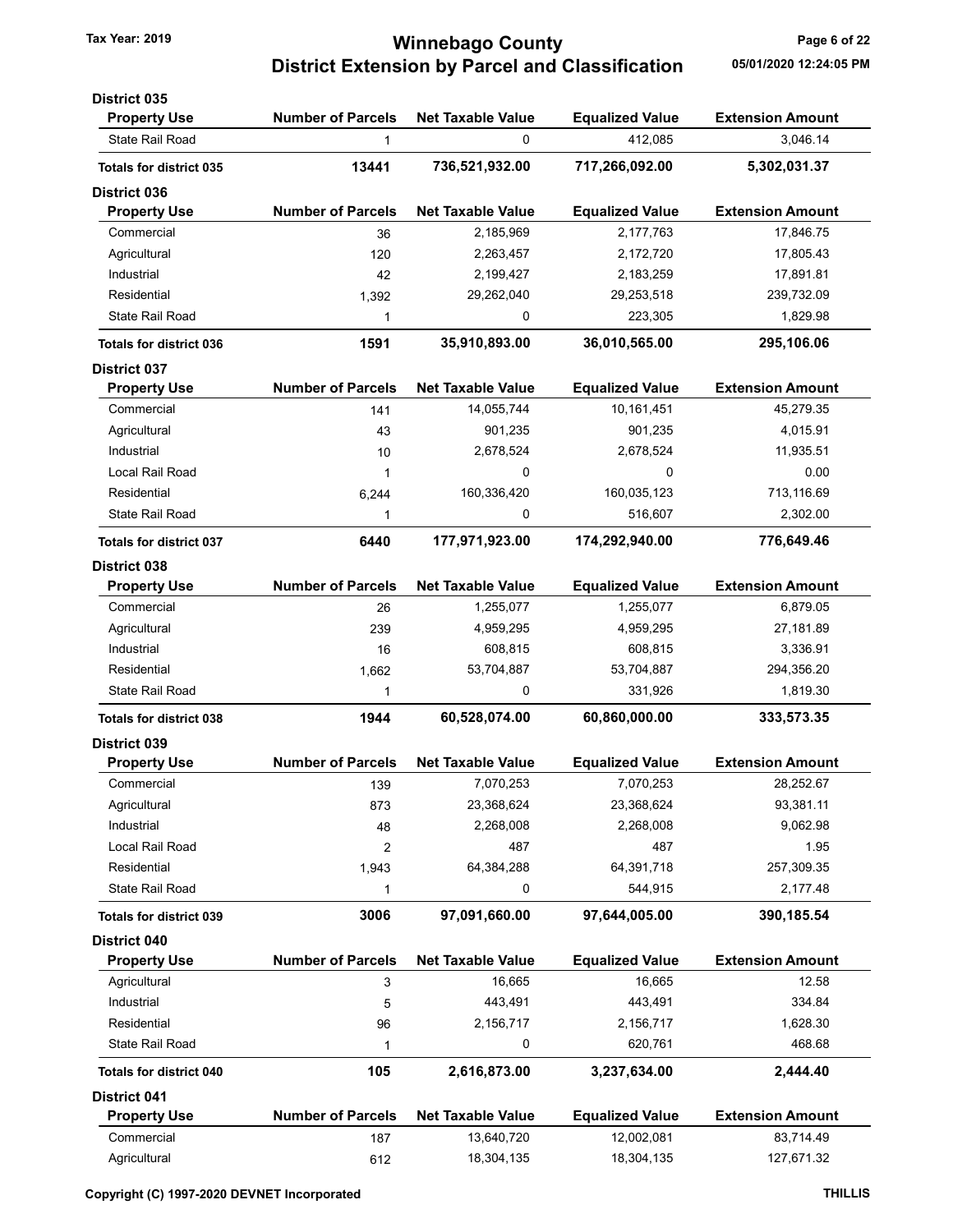**District 035**

| Property Use | Number of Parcels | Net Taxable Value | Equalized Value | Extension Amount |
|---|---|---|---|---|
| State Rail Road | 1 | 0 | 412,085 | 3,046.14 |
| **Totals for district 035** | **13441** | **736,521,932.00** | **717,266,092.00** | **5,302,031.37** |

**District 036**

| Property Use | Number of Parcels | Net Taxable Value | Equalized Value | Extension Amount |
|---|---|---|---|---|
| Commercial | 36 | 2,185,969 | 2,177,763 | 17,846.75 |
| Agricultural | 120 | 2,263,457 | 2,172,720 | 17,805.43 |
| Industrial | 42 | 2,199,427 | 2,183,259 | 17,891.81 |
| Residential | 1,392 | 29,262,040 | 29,253,518 | 239,732.09 |
| State Rail Road | 1 | 0 | 223,305 | 1,829.98 |
| **Totals for district 036** | **1591** | **35,910,893.00** | **36,010,565.00** | **295,106.06** |

**District 037**

| Property Use | Number of Parcels | Net Taxable Value | Equalized Value | Extension Amount |
|---|---|---|---|---|
| Commercial | 141 | 14,055,744 | 10,161,451 | 45,279.35 |
| Agricultural | 43 | 901,235 | 901,235 | 4,015.91 |
| Industrial | 10 | 2,678,524 | 2,678,524 | 11,935.51 |
| Local Rail Road | 1 | 0 | 0 | 0.00 |
| Residential | 6,244 | 160,336,420 | 160,035,123 | 713,116.69 |
| State Rail Road | 1 | 0 | 516,607 | 2,302.00 |
| **Totals for district 037** | **6440** | **177,971,923.00** | **174,292,940.00** | **776,649.46** |

**District 038**

| Property Use | Number of Parcels | Net Taxable Value | Equalized Value | Extension Amount |
|---|---|---|---|---|
| Commercial | 26 | 1,255,077 | 1,255,077 | 6,879.05 |
| Agricultural | 239 | 4,959,295 | 4,959,295 | 27,181.89 |
| Industrial | 16 | 608,815 | 608,815 | 3,336.91 |
| Residential | 1,662 | 53,704,887 | 53,704,887 | 294,356.20 |
| State Rail Road | 1 | 0 | 331,926 | 1,819.30 |
| **Totals for district 038** | **1944** | **60,528,074.00** | **60,860,000.00** | **333,573.35** |

**District 039**

| Property Use | Number of Parcels | Net Taxable Value | Equalized Value | Extension Amount |
|---|---|---|---|---|
| Commercial | 139 | 7,070,253 | 7,070,253 | 28,252.67 |
| Agricultural | 873 | 23,368,624 | 23,368,624 | 93,381.11 |
| Industrial | 48 | 2,268,008 | 2,268,008 | 9,062.98 |
| Local Rail Road | 2 | 487 | 487 | 1.95 |
| Residential | 1,943 | 64,384,288 | 64,391,718 | 257,309.35 |
| State Rail Road | 1 | 0 | 544,915 | 2,177.48 |
| **Totals for district 039** | **3006** | **97,091,660.00** | **97,644,005.00** | **390,185.54** |

**District 040**

| Property Use | Number of Parcels | Net Taxable Value | Equalized Value | Extension Amount |
|---|---|---|---|---|
| Agricultural | 3 | 16,665 | 16,665 | 12.58 |
| Industrial | 5 | 443,491 | 443,491 | 334.84 |
| Residential | 96 | 2,156,717 | 2,156,717 | 1,628.30 |
| State Rail Road | 1 | 0 | 620,761 | 468.68 |
| **Totals for district 040** | **105** | **2,616,873.00** | **3,237,634.00** | **2,444.40** |

**District 041**

| Property Use | Number of Parcels | Net Taxable Value | Equalized Value | Extension Amount |
|---|---|---|---|---|
| Commercial | 187 | 13,640,720 | 12,002,081 | 83,714.49 |
| Agricultural | 612 | 18,304,135 | 18,304,135 | 127,671.32 |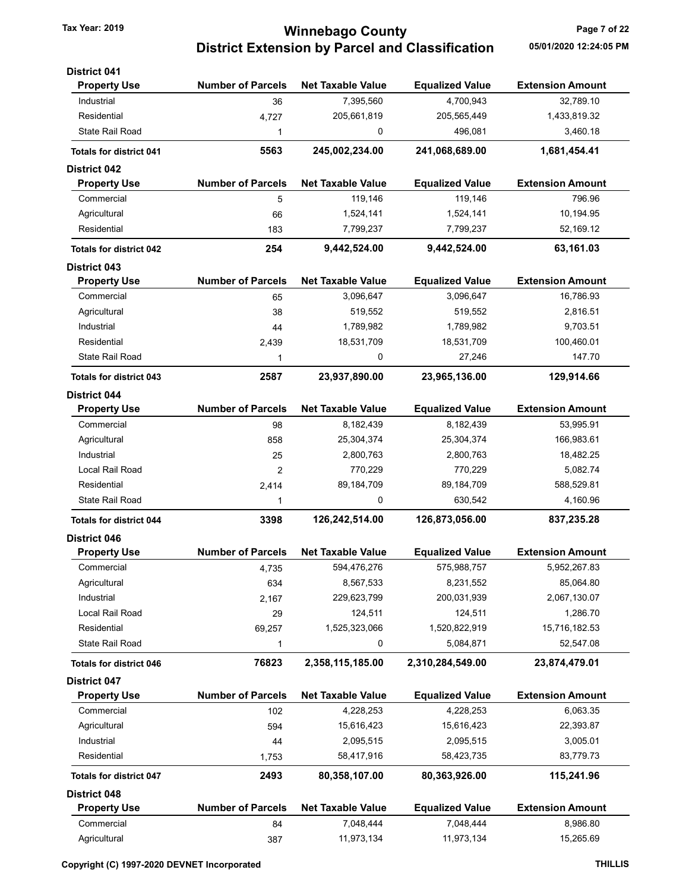# Winnebago County
## District Extension by Parcel and Classification

Tax Year: 2019

### District 041

| Property Use | Number of Parcels | Net Taxable Value | Equalized Value | Extension Amount |
|---|---|---|---|---|
| Industrial | 36 | 7,395,560 | 4,700,943 | 32,789.10 |
| Residential | 4,727 | 205,661,819 | 205,565,449 | 1,433,819.32 |
| State Rail Road | 1 | 0 | 496,081 | 3,460.18 |
| **Totals for district 041** | **5563** | **245,002,234.00** | **241,068,689.00** | **1,681,454.41** |

### District 042

| Property Use | Number of Parcels | Net Taxable Value | Equalized Value | Extension Amount |
|---|---|---|---|---|
| Commercial | 5 | 119,146 | 119,146 | 796.96 |
| Agricultural | 66 | 1,524,141 | 1,524,141 | 10,194.95 |
| Residential | 183 | 7,799,237 | 7,799,237 | 52,169.12 |
| **Totals for district 042** | **254** | **9,442,524.00** | **9,442,524.00** | **63,161.03** |

### District 043

| Property Use | Number of Parcels | Net Taxable Value | Equalized Value | Extension Amount |
|---|---|---|---|---|
| Commercial | 65 | 3,096,647 | 3,096,647 | 16,786.93 |
| Agricultural | 38 | 519,552 | 519,552 | 2,816.51 |
| Industrial | 44 | 1,789,982 | 1,789,982 | 9,703.51 |
| Residential | 2,439 | 18,531,709 | 18,531,709 | 100,460.01 |
| State Rail Road | 1 | 0 | 27,246 | 147.70 |
| **Totals for district 043** | **2587** | **23,937,890.00** | **23,965,136.00** | **129,914.66** |

### District 044

| Property Use | Number of Parcels | Net Taxable Value | Equalized Value | Extension Amount |
|---|---|---|---|---|
| Commercial | 98 | 8,182,439 | 8,182,439 | 53,995.91 |
| Agricultural | 858 | 25,304,374 | 25,304,374 | 166,983.61 |
| Industrial | 25 | 2,800,763 | 2,800,763 | 18,482.25 |
| Local Rail Road | 2 | 770,229 | 770,229 | 5,082.74 |
| Residential | 2,414 | 89,184,709 | 89,184,709 | 588,529.81 |
| State Rail Road | 1 | 0 | 630,542 | 4,160.96 |
| **Totals for district 044** | **3398** | **126,242,514.00** | **126,873,056.00** | **837,235.28** |

### District 046

| Property Use | Number of Parcels | Net Taxable Value | Equalized Value | Extension Amount |
|---|---|---|---|---|
| Commercial | 4,735 | 594,476,276 | 575,988,757 | 5,952,267.83 |
| Agricultural | 634 | 8,567,533 | 8,231,552 | 85,064.80 |
| Industrial | 2,167 | 229,623,799 | 200,031,939 | 2,067,130.07 |
| Local Rail Road | 29 | 124,511 | 124,511 | 1,286.70 |
| Residential | 69,257 | 1,525,323,066 | 1,520,822,919 | 15,716,182.53 |
| State Rail Road | 1 | 0 | 5,084,871 | 52,547.08 |
| **Totals for district 046** | **76823** | **2,358,115,185.00** | **2,310,284,549.00** | **23,874,479.01** |

### District 047

| Property Use | Number of Parcels | Net Taxable Value | Equalized Value | Extension Amount |
|---|---|---|---|---|
| Commercial | 102 | 4,228,253 | 4,228,253 | 6,063.35 |
| Agricultural | 594 | 15,616,423 | 15,616,423 | 22,393.87 |
| Industrial | 44 | 2,095,515 | 2,095,515 | 3,005.01 |
| Residential | 1,753 | 58,417,916 | 58,423,735 | 83,779.73 |
| **Totals for district 047** | **2493** | **80,358,107.00** | **80,363,926.00** | **115,241.96** |

### District 048

| Property Use | Number of Parcels | Net Taxable Value | Equalized Value | Extension Amount |
|---|---|---|---|---|
| Commercial | 84 | 7,048,444 | 7,048,444 | 8,986.80 |
| Agricultural | 387 | 11,973,134 | 11,973,134 | 15,265.69 |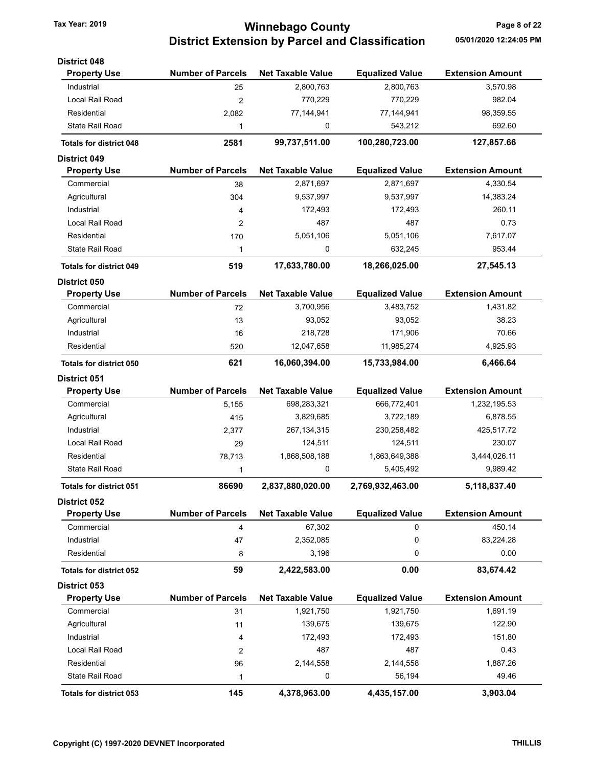# Winnebago County
## District Extension by Parcel and Classification

Tax Year: 2019

05/01/2020 12:24:05 PM

### District 048

| Property Use | Number of Parcels | Net Taxable Value | Equalized Value | Extension Amount |
|---|---|---|---|---|
| Industrial | 25 | 2,800,763 | 2,800,763 | 3,570.98 |
| Local Rail Road | 2 | 770,229 | 770,229 | 982.04 |
| Residential | 2,082 | 77,144,941 | 77,144,941 | 98,359.55 |
| State Rail Road | 1 | 0 | 543,212 | 692.60 |
| **Totals for district 048** | **2581** | **99,737,511.00** | **100,280,723.00** | **127,857.66** |

### District 049

| Property Use | Number of Parcels | Net Taxable Value | Equalized Value | Extension Amount |
|---|---|---|---|---|
| Commercial | 38 | 2,871,697 | 2,871,697 | 4,330.54 |
| Agricultural | 304 | 9,537,997 | 9,537,997 | 14,383.24 |
| Industrial | 4 | 172,493 | 172,493 | 260.11 |
| Local Rail Road | 2 | 487 | 487 | 0.73 |
| Residential | 170 | 5,051,106 | 5,051,106 | 7,617.07 |
| State Rail Road | 1 | 0 | 632,245 | 953.44 |
| **Totals for district 049** | **519** | **17,633,780.00** | **18,266,025.00** | **27,545.13** |

### District 050

| Property Use | Number of Parcels | Net Taxable Value | Equalized Value | Extension Amount |
|---|---|---|---|---|
| Commercial | 72 | 3,700,956 | 3,483,752 | 1,431.82 |
| Agricultural | 13 | 93,052 | 93,052 | 38.23 |
| Industrial | 16 | 218,728 | 171,906 | 70.66 |
| Residential | 520 | 12,047,658 | 11,985,274 | 4,925.93 |
| **Totals for district 050** | **621** | **16,060,394.00** | **15,733,984.00** | **6,466.64** |

### District 051

| Property Use | Number of Parcels | Net Taxable Value | Equalized Value | Extension Amount |
|---|---|---|---|---|
| Commercial | 5,155 | 698,283,321 | 666,772,401 | 1,232,195.53 |
| Agricultural | 415 | 3,829,685 | 3,722,189 | 6,878.55 |
| Industrial | 2,377 | 267,134,315 | 230,258,482 | 425,517.72 |
| Local Rail Road | 29 | 124,511 | 124,511 | 230.07 |
| Residential | 78,713 | 1,868,508,188 | 1,863,649,388 | 3,444,026.11 |
| State Rail Road | 1 | 0 | 5,405,492 | 9,989.42 |
| **Totals for district 051** | **86690** | **2,837,880,020.00** | **2,769,932,463.00** | **5,118,837.40** |

### District 052

| Property Use | Number of Parcels | Net Taxable Value | Equalized Value | Extension Amount |
|---|---|---|---|---|
| Commercial | 4 | 67,302 | 0 | 450.14 |
| Industrial | 47 | 2,352,085 | 0 | 83,224.28 |
| Residential | 8 | 3,196 | 0 | 0.00 |
| **Totals for district 052** | **59** | **2,422,583.00** | **0.00** | **83,674.42** |

### District 053

| Property Use | Number of Parcels | Net Taxable Value | Equalized Value | Extension Amount |
|---|---|---|---|---|
| Commercial | 31 | 1,921,750 | 1,921,750 | 1,691.19 |
| Agricultural | 11 | 139,675 | 139,675 | 122.90 |
| Industrial | 4 | 172,493 | 172,493 | 151.80 |
| Local Rail Road | 2 | 487 | 487 | 0.43 |
| Residential | 96 | 2,144,558 | 2,144,558 | 1,887.26 |
| State Rail Road | 1 | 0 | 56,194 | 49.46 |
| **Totals for district 053** | **145** | **4,378,963.00** | **4,435,157.00** | **3,903.04** |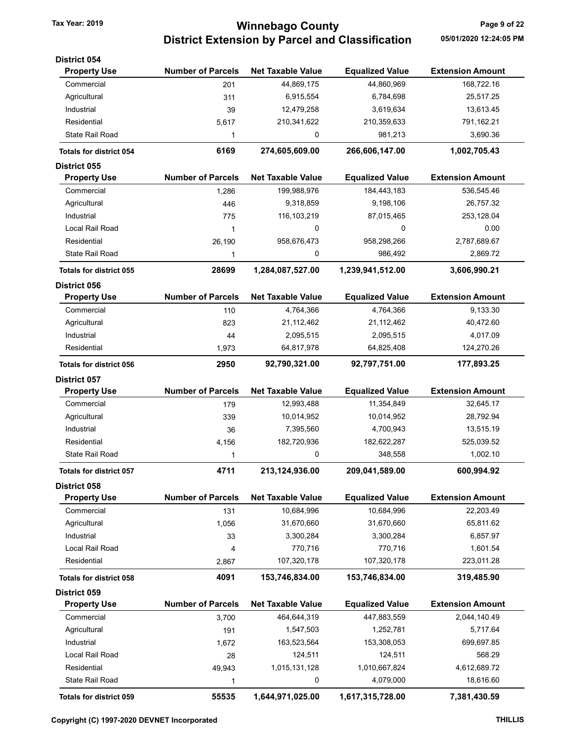# Winnebago County
## District Extension by Parcel and Classification

Tax Year: 2019

05/01/2020 12:24:05 PM

### District 054

| Property Use | Number of Parcels | Net Taxable Value | Equalized Value | Extension Amount |
|---|---|---|---|---|
| Commercial | 201 | 44,869,175 | 44,860,969 | 168,722.16 |
| Agricultural | 311 | 6,915,554 | 6,784,698 | 25,517.25 |
| Industrial | 39 | 12,479,258 | 3,619,634 | 13,613.45 |
| Residential | 5,617 | 210,341,622 | 210,359,633 | 791,162.21 |
| State Rail Road | 1 | 0 | 981,213 | 3,690.36 |
| **Totals for district 054** | **6169** | **274,605,609.00** | **266,606,147.00** | **1,002,705.43** |

### District 055

| Property Use | Number of Parcels | Net Taxable Value | Equalized Value | Extension Amount |
|---|---|---|---|---|
| Commercial | 1,286 | 199,988,976 | 184,443,183 | 536,545.46 |
| Agricultural | 446 | 9,318,859 | 9,198,106 | 26,757.32 |
| Industrial | 775 | 116,103,219 | 87,015,465 | 253,128.04 |
| Local Rail Road | 1 | 0 | 0 | 0.00 |
| Residential | 26,190 | 958,676,473 | 958,298,266 | 2,787,689.67 |
| State Rail Road | 1 | 0 | 986,492 | 2,869.72 |
| **Totals for district 055** | **28699** | **1,284,087,527.00** | **1,239,941,512.00** | **3,606,990.21** |

### District 056

| Property Use | Number of Parcels | Net Taxable Value | Equalized Value | Extension Amount |
|---|---|---|---|---|
| Commercial | 110 | 4,764,366 | 4,764,366 | 9,133.30 |
| Agricultural | 823 | 21,112,462 | 21,112,462 | 40,472.60 |
| Industrial | 44 | 2,095,515 | 2,095,515 | 4,017.09 |
| Residential | 1,973 | 64,817,978 | 64,825,408 | 124,270.26 |
| **Totals for district 056** | **2950** | **92,790,321.00** | **92,797,751.00** | **177,893.25** |

### District 057

| Property Use | Number of Parcels | Net Taxable Value | Equalized Value | Extension Amount |
|---|---|---|---|---|
| Commercial | 179 | 12,993,488 | 11,354,849 | 32,645.17 |
| Agricultural | 339 | 10,014,952 | 10,014,952 | 28,792.94 |
| Industrial | 36 | 7,395,560 | 4,700,943 | 13,515.19 |
| Residential | 4,156 | 182,720,936 | 182,622,287 | 525,039.52 |
| State Rail Road | 1 | 0 | 348,558 | 1,002.10 |
| **Totals for district 057** | **4711** | **213,124,936.00** | **209,041,589.00** | **600,994.92** |

### District 058

| Property Use | Number of Parcels | Net Taxable Value | Equalized Value | Extension Amount |
|---|---|---|---|---|
| Commercial | 131 | 10,684,996 | 10,684,996 | 22,203.49 |
| Agricultural | 1,056 | 31,670,660 | 31,670,660 | 65,811.62 |
| Industrial | 33 | 3,300,284 | 3,300,284 | 6,857.97 |
| Local Rail Road | 4 | 770,716 | 770,716 | 1,601.54 |
| Residential | 2,867 | 107,320,178 | 107,320,178 | 223,011.28 |
| **Totals for district 058** | **4091** | **153,746,834.00** | **153,746,834.00** | **319,485.90** |

### District 059

| Property Use | Number of Parcels | Net Taxable Value | Equalized Value | Extension Amount |
|---|---|---|---|---|
| Commercial | 3,700 | 464,644,319 | 447,883,559 | 2,044,140.49 |
| Agricultural | 191 | 1,547,503 | 1,252,781 | 5,717.64 |
| Industrial | 1,672 | 163,523,564 | 153,308,053 | 699,697.85 |
| Local Rail Road | 28 | 124,511 | 124,511 | 568.29 |
| Residential | 49,943 | 1,015,131,128 | 1,010,667,824 | 4,612,689.72 |
| State Rail Road | 1 | 0 | 4,079,000 | 18,616.60 |
| **Totals for district 059** | **55535** | **1,644,971,025.00** | **1,617,315,728.00** | **7,381,430.59** |

Copyright (C) 1997-2020 DEVNET Incorporated THILLIS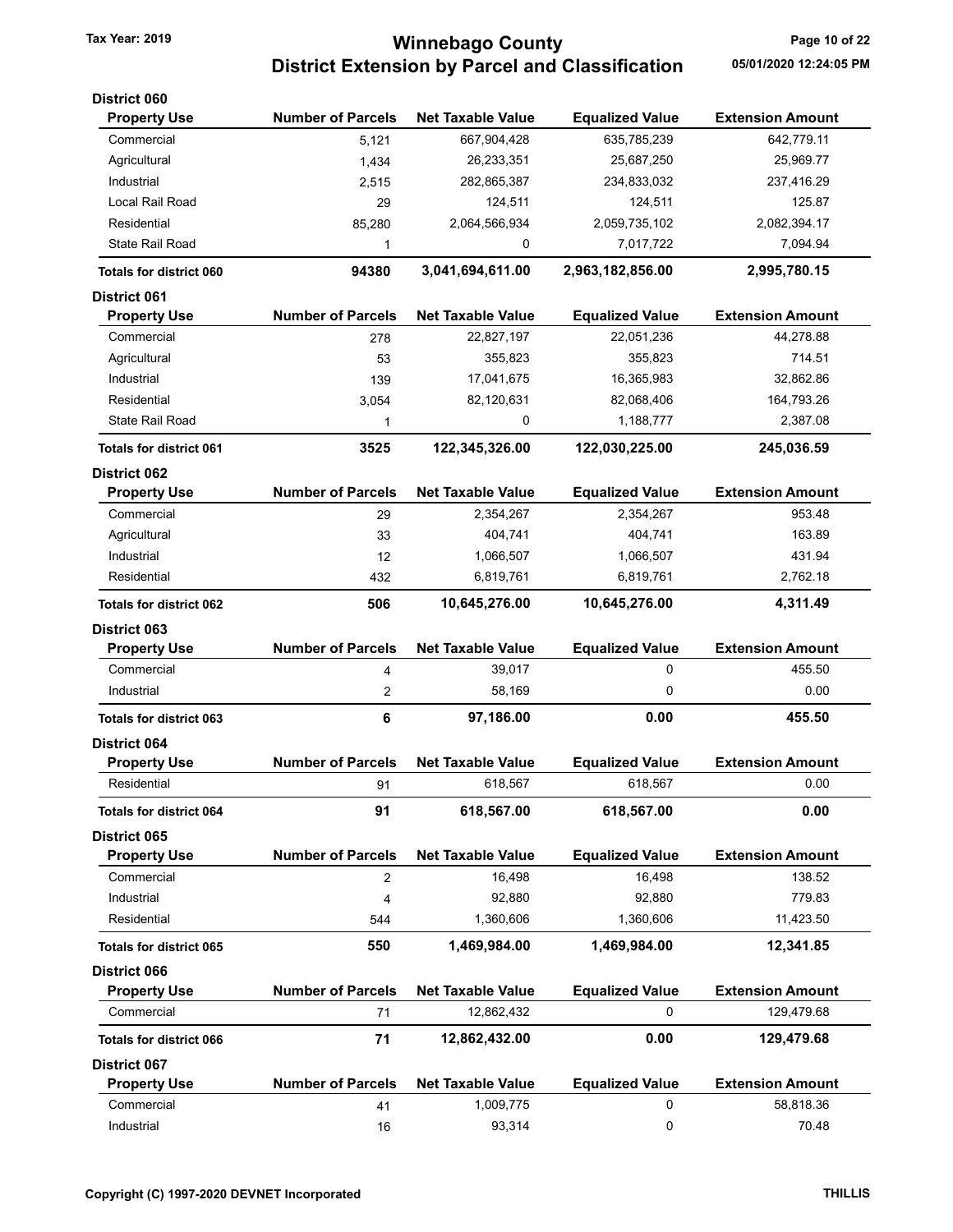# Winnebago County

## District Extension by Parcel and Classification

Tax Year: 2019

05/01/2020 12:24:05 PM

### District 060

| Property Use | Number of Parcels | Net Taxable Value | Equalized Value | Extension Amount |
|---|---|---|---|---|
| Commercial | 5,121 | 667,904,428 | 635,785,239 | 642,779.11 |
| Agricultural | 1,434 | 26,233,351 | 25,687,250 | 25,969.77 |
| Industrial | 2,515 | 282,865,387 | 234,833,032 | 237,416.29 |
| Local Rail Road | 29 | 124,511 | 124,511 | 125.87 |
| Residential | 85,280 | 2,064,566,934 | 2,059,735,102 | 2,082,394.17 |
| State Rail Road | 1 | 0 | 7,017,722 | 7,094.94 |
| **Totals for district 060** | **94380** | **3,041,694,611.00** | **2,963,182,856.00** | **2,995,780.15** |

### District 061

| Property Use | Number of Parcels | Net Taxable Value | Equalized Value | Extension Amount |
|---|---|---|---|---|
| Commercial | 278 | 22,827,197 | 22,051,236 | 44,278.88 |
| Agricultural | 53 | 355,823 | 355,823 | 714.51 |
| Industrial | 139 | 17,041,675 | 16,365,983 | 32,862.86 |
| Residential | 3,054 | 82,120,631 | 82,068,406 | 164,793.26 |
| State Rail Road | 1 | 0 | 1,188,777 | 2,387.08 |
| **Totals for district 061** | **3525** | **122,345,326.00** | **122,030,225.00** | **245,036.59** |

### District 062

| Property Use | Number of Parcels | Net Taxable Value | Equalized Value | Extension Amount |
|---|---|---|---|---|
| Commercial | 29 | 2,354,267 | 2,354,267 | 953.48 |
| Agricultural | 33 | 404,741 | 404,741 | 163.89 |
| Industrial | 12 | 1,066,507 | 1,066,507 | 431.94 |
| Residential | 432 | 6,819,761 | 6,819,761 | 2,762.18 |
| **Totals for district 062** | **506** | **10,645,276.00** | **10,645,276.00** | **4,311.49** |

### District 063

| Property Use | Number of Parcels | Net Taxable Value | Equalized Value | Extension Amount |
|---|---|---|---|---|
| Commercial | 4 | 39,017 | 0 | 455.50 |
| Industrial | 2 | 58,169 | 0 | 0.00 |
| **Totals for district 063** | **6** | **97,186.00** | **0.00** | **455.50** |

### District 064

| Property Use | Number of Parcels | Net Taxable Value | Equalized Value | Extension Amount |
|---|---|---|---|---|
| Residential | 91 | 618,567 | 618,567 | 0.00 |
| **Totals for district 064** | **91** | **618,567.00** | **618,567.00** | **0.00** |

### District 065

| Property Use | Number of Parcels | Net Taxable Value | Equalized Value | Extension Amount |
|---|---|---|---|---|
| Commercial | 2 | 16,498 | 16,498 | 138.52 |
| Industrial | 4 | 92,880 | 92,880 | 779.83 |
| Residential | 544 | 1,360,606 | 1,360,606 | 11,423.50 |
| **Totals for district 065** | **550** | **1,469,984.00** | **1,469,984.00** | **12,341.85** |

### District 066

| Property Use | Number of Parcels | Net Taxable Value | Equalized Value | Extension Amount |
|---|---|---|---|---|
| Commercial | 71 | 12,862,432 | 0 | 129,479.68 |
| **Totals for district 066** | **71** | **12,862,432.00** | **0.00** | **129,479.68** |

### District 067

| Property Use | Number of Parcels | Net Taxable Value | Equalized Value | Extension Amount |
|---|---|---|---|---|
| Commercial | 41 | 1,009,775 | 0 | 58,818.36 |
| Industrial | 16 | 93,314 | 0 | 70.48 |

Copyright (C) 1997-2020 DEVNET Incorporated

THILLIS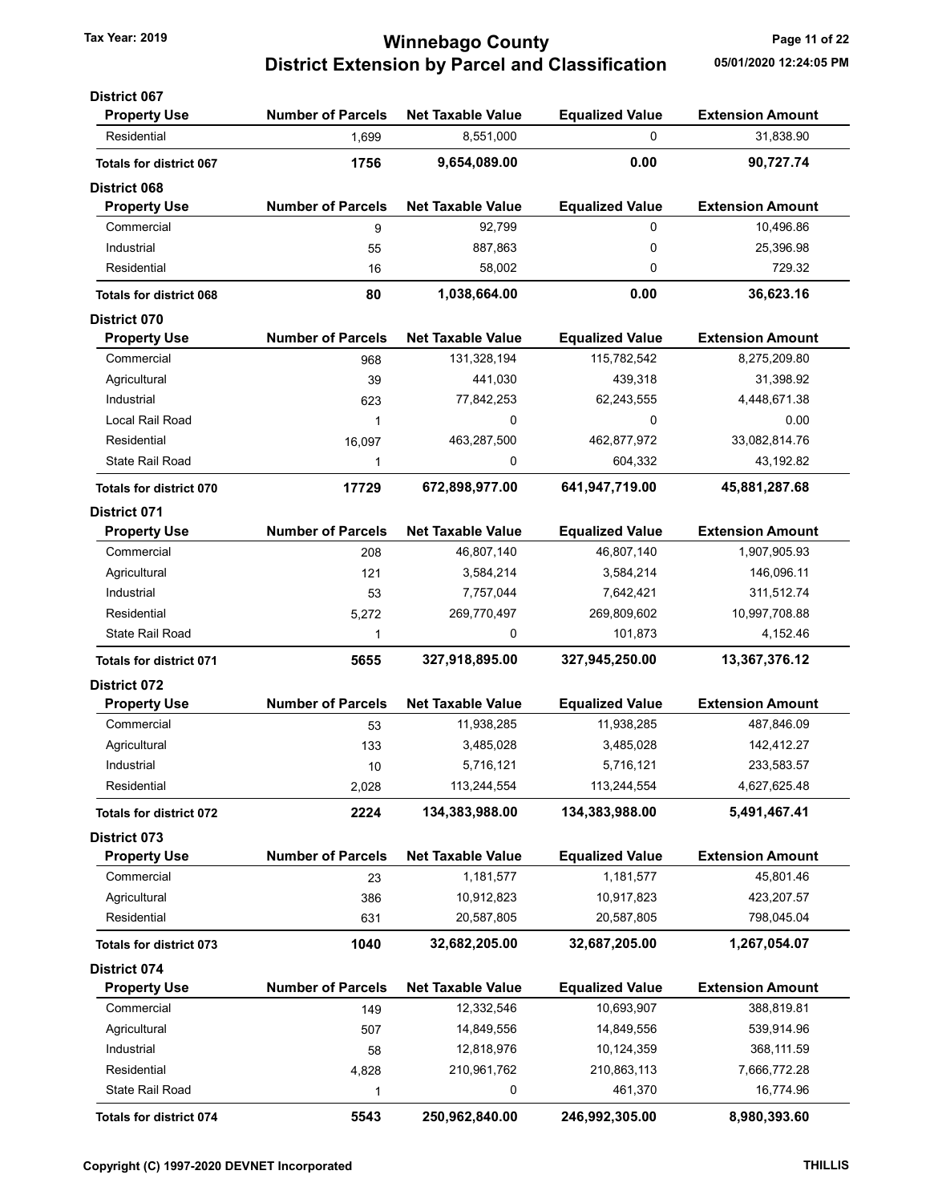# Winnebago County
## District Extension by Parcel and Classification

Tax Year: 2019

05/01/2020 12:24:05 PM

### District 067

| Property Use | Number of Parcels | Net Taxable Value | Equalized Value | Extension Amount |
|---|---|---|---|---|
| Residential | 1,699 | 8,551,000 | 0 | 31,838.90 |
| **Totals for district 067** | **1756** | **9,654,089.00** | **0.00** | **90,727.74** |

### District 068

| Property Use | Number of Parcels | Net Taxable Value | Equalized Value | Extension Amount |
|---|---|---|---|---|
| Commercial | 9 | 92,799 | 0 | 10,496.86 |
| Industrial | 55 | 887,863 | 0 | 25,396.98 |
| Residential | 16 | 58,002 | 0 | 729.32 |
| **Totals for district 068** | **80** | **1,038,664.00** | **0.00** | **36,623.16** |

### District 070

| Property Use | Number of Parcels | Net Taxable Value | Equalized Value | Extension Amount |
|---|---|---|---|---|
| Commercial | 968 | 131,328,194 | 115,782,542 | 8,275,209.80 |
| Agricultural | 39 | 441,030 | 439,318 | 31,398.92 |
| Industrial | 623 | 77,842,253 | 62,243,555 | 4,448,671.38 |
| Local Rail Road | 1 | 0 | 0 | 0.00 |
| Residential | 16,097 | 463,287,500 | 462,877,972 | 33,082,814.76 |
| State Rail Road | 1 | 0 | 604,332 | 43,192.82 |
| **Totals for district 070** | **17729** | **672,898,977.00** | **641,947,719.00** | **45,881,287.68** |

### District 071

| Property Use | Number of Parcels | Net Taxable Value | Equalized Value | Extension Amount |
|---|---|---|---|---|
| Commercial | 208 | 46,807,140 | 46,807,140 | 1,907,905.93 |
| Agricultural | 121 | 3,584,214 | 3,584,214 | 146,096.11 |
| Industrial | 53 | 7,757,044 | 7,642,421 | 311,512.74 |
| Residential | 5,272 | 269,770,497 | 269,809,602 | 10,997,708.88 |
| State Rail Road | 1 | 0 | 101,873 | 4,152.46 |
| **Totals for district 071** | **5655** | **327,918,895.00** | **327,945,250.00** | **13,367,376.12** |

### District 072

| Property Use | Number of Parcels | Net Taxable Value | Equalized Value | Extension Amount |
|---|---|---|---|---|
| Commercial | 53 | 11,938,285 | 11,938,285 | 487,846.09 |
| Agricultural | 133 | 3,485,028 | 3,485,028 | 142,412.27 |
| Industrial | 10 | 5,716,121 | 5,716,121 | 233,583.57 |
| Residential | 2,028 | 113,244,554 | 113,244,554 | 4,627,625.48 |
| **Totals for district 072** | **2224** | **134,383,988.00** | **134,383,988.00** | **5,491,467.41** |

### District 073

| Property Use | Number of Parcels | Net Taxable Value | Equalized Value | Extension Amount |
|---|---|---|---|---|
| Commercial | 23 | 1,181,577 | 1,181,577 | 45,801.46 |
| Agricultural | 386 | 10,912,823 | 10,917,823 | 423,207.57 |
| Residential | 631 | 20,587,805 | 20,587,805 | 798,045.04 |
| **Totals for district 073** | **1040** | **32,682,205.00** | **32,687,205.00** | **1,267,054.07** |

### District 074

| Property Use | Number of Parcels | Net Taxable Value | Equalized Value | Extension Amount |
|---|---|---|---|---|
| Commercial | 149 | 12,332,546 | 10,693,907 | 388,819.81 |
| Agricultural | 507 | 14,849,556 | 14,849,556 | 539,914.96 |
| Industrial | 58 | 12,818,976 | 10,124,359 | 368,111.59 |
| Residential | 4,828 | 210,961,762 | 210,863,113 | 7,666,772.28 |
| State Rail Road | 1 | 0 | 461,370 | 16,774.96 |
| **Totals for district 074** | **5543** | **250,962,840.00** | **246,992,305.00** | **8,980,393.60** |

Copyright (C) 1997-2020 DEVNET Incorporated — THILLIS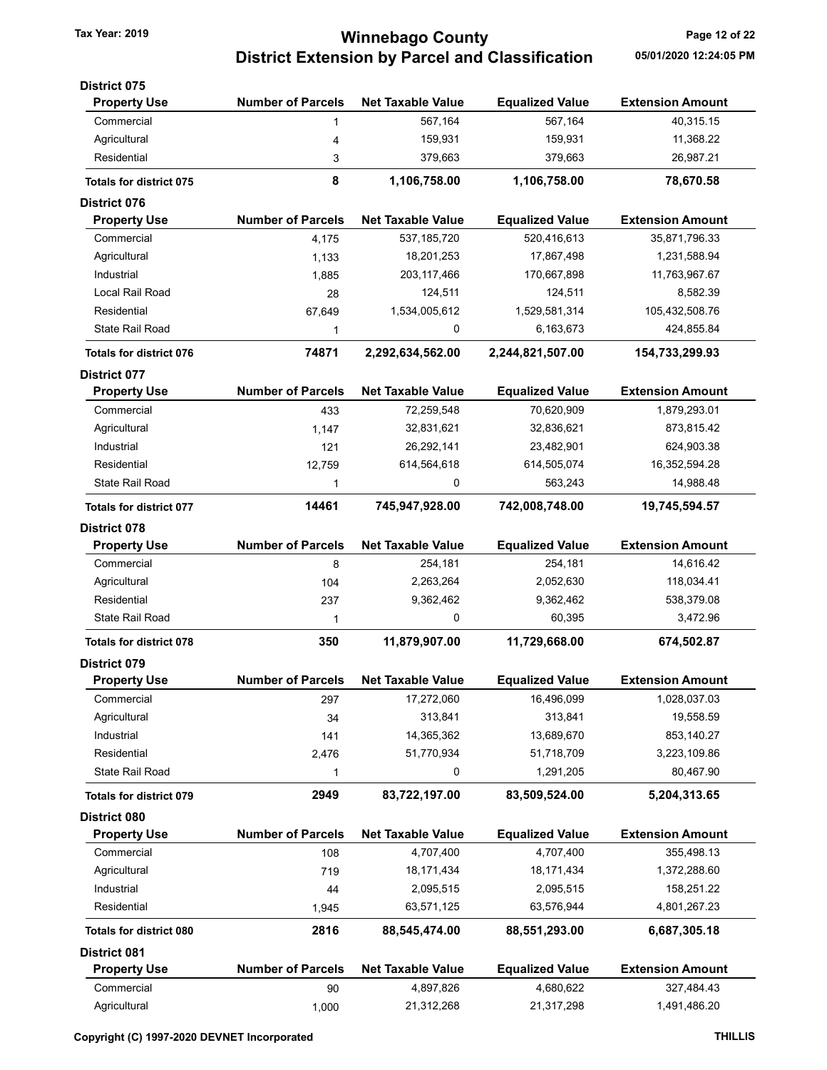# Winnebago County
## District Extension by Parcel and Classification

Tax Year: 2019

05/01/2020 12:24:05 PM

### District 075

| Property Use | Number of Parcels | Net Taxable Value | Equalized Value | Extension Amount |
|---|---|---|---|---|
| Commercial | 1 | 567,164 | 567,164 | 40,315.15 |
| Agricultural | 4 | 159,931 | 159,931 | 11,368.22 |
| Residential | 3 | 379,663 | 379,663 | 26,987.21 |
| **Totals for district 075** | **8** | **1,106,758.00** | **1,106,758.00** | **78,670.58** |

### District 076

| Property Use | Number of Parcels | Net Taxable Value | Equalized Value | Extension Amount |
|---|---|---|---|---|
| Commercial | 4,175 | 537,185,720 | 520,416,613 | 35,871,796.33 |
| Agricultural | 1,133 | 18,201,253 | 17,867,498 | 1,231,588.94 |
| Industrial | 1,885 | 203,117,466 | 170,667,898 | 11,763,967.67 |
| Local Rail Road | 28 | 124,511 | 124,511 | 8,582.39 |
| Residential | 67,649 | 1,534,005,612 | 1,529,581,314 | 105,432,508.76 |
| State Rail Road | 1 | 0 | 6,163,673 | 424,855.84 |
| **Totals for district 076** | **74871** | **2,292,634,562.00** | **2,244,821,507.00** | **154,733,299.93** |

### District 077

| Property Use | Number of Parcels | Net Taxable Value | Equalized Value | Extension Amount |
|---|---|---|---|---|
| Commercial | 433 | 72,259,548 | 70,620,909 | 1,879,293.01 |
| Agricultural | 1,147 | 32,831,621 | 32,836,621 | 873,815.42 |
| Industrial | 121 | 26,292,141 | 23,482,901 | 624,903.38 |
| Residential | 12,759 | 614,564,618 | 614,505,074 | 16,352,594.28 |
| State Rail Road | 1 | 0 | 563,243 | 14,988.48 |
| **Totals for district 077** | **14461** | **745,947,928.00** | **742,008,748.00** | **19,745,594.57** |

### District 078

| Property Use | Number of Parcels | Net Taxable Value | Equalized Value | Extension Amount |
|---|---|---|---|---|
| Commercial | 8 | 254,181 | 254,181 | 14,616.42 |
| Agricultural | 104 | 2,263,264 | 2,052,630 | 118,034.41 |
| Residential | 237 | 9,362,462 | 9,362,462 | 538,379.08 |
| State Rail Road | 1 | 0 | 60,395 | 3,472.96 |
| **Totals for district 078** | **350** | **11,879,907.00** | **11,729,668.00** | **674,502.87** |

### District 079

| Property Use | Number of Parcels | Net Taxable Value | Equalized Value | Extension Amount |
|---|---|---|---|---|
| Commercial | 297 | 17,272,060 | 16,496,099 | 1,028,037.03 |
| Agricultural | 34 | 313,841 | 313,841 | 19,558.59 |
| Industrial | 141 | 14,365,362 | 13,689,670 | 853,140.27 |
| Residential | 2,476 | 51,770,934 | 51,718,709 | 3,223,109.86 |
| State Rail Road | 1 | 0 | 1,291,205 | 80,467.90 |
| **Totals for district 079** | **2949** | **83,722,197.00** | **83,509,524.00** | **5,204,313.65** |

### District 080

| Property Use | Number of Parcels | Net Taxable Value | Equalized Value | Extension Amount |
|---|---|---|---|---|
| Commercial | 108 | 4,707,400 | 4,707,400 | 355,498.13 |
| Agricultural | 719 | 18,171,434 | 18,171,434 | 1,372,288.60 |
| Industrial | 44 | 2,095,515 | 2,095,515 | 158,251.22 |
| Residential | 1,945 | 63,571,125 | 63,576,944 | 4,801,267.23 |
| **Totals for district 080** | **2816** | **88,545,474.00** | **88,551,293.00** | **6,687,305.18** |

### District 081

| Property Use | Number of Parcels | Net Taxable Value | Equalized Value | Extension Amount |
|---|---|---|---|---|
| Commercial | 90 | 4,897,826 | 4,680,622 | 327,484.43 |
| Agricultural | 1,000 | 21,312,268 | 21,317,298 | 1,491,486.20 |

Copyright (C) 1997-2020 DEVNET Incorporated

THILLIS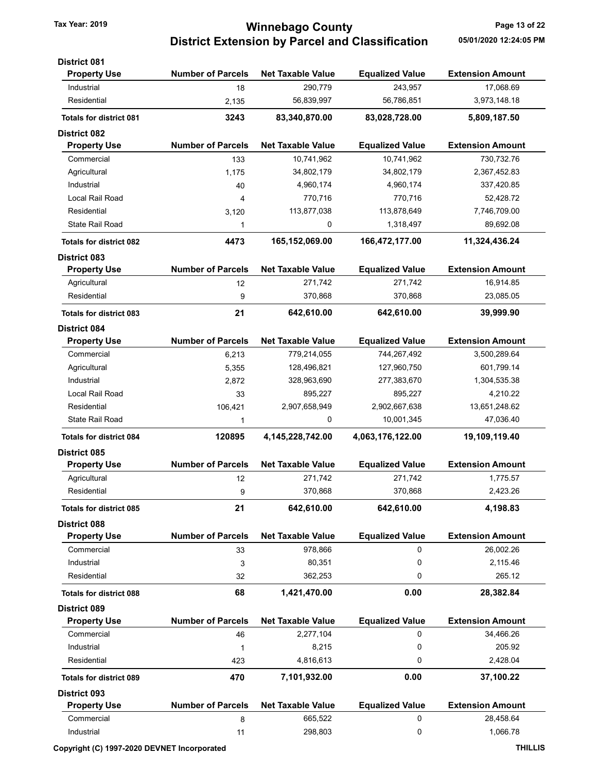# Winnebago County
## District Extension by Parcel and Classification

Tax Year: 2019

05/01/2020 12:24:05 PM

### District 081

| Property Use | Number of Parcels | Net Taxable Value | Equalized Value | Extension Amount |
|---|---|---|---|---|
| Industrial | 18 | 290,779 | 243,957 | 17,068.69 |
| Residential | 2,135 | 56,839,997 | 56,786,851 | 3,973,148.18 |
| **Totals for district 081** | **3243** | **83,340,870.00** | **83,028,728.00** | **5,809,187.50** |

### District 082

| Property Use | Number of Parcels | Net Taxable Value | Equalized Value | Extension Amount |
|---|---|---|---|---|
| Commercial | 133 | 10,741,962 | 10,741,962 | 730,732.76 |
| Agricultural | 1,175 | 34,802,179 | 34,802,179 | 2,367,452.83 |
| Industrial | 40 | 4,960,174 | 4,960,174 | 337,420.85 |
| Local Rail Road | 4 | 770,716 | 770,716 | 52,428.72 |
| Residential | 3,120 | 113,877,038 | 113,878,649 | 7,746,709.00 |
| State Rail Road | 1 | 0 | 1,318,497 | 89,692.08 |
| **Totals for district 082** | **4473** | **165,152,069.00** | **166,472,177.00** | **11,324,436.24** |

### District 083

| Property Use | Number of Parcels | Net Taxable Value | Equalized Value | Extension Amount |
|---|---|---|---|---|
| Agricultural | 12 | 271,742 | 271,742 | 16,914.85 |
| Residential | 9 | 370,868 | 370,868 | 23,085.05 |
| **Totals for district 083** | **21** | **642,610.00** | **642,610.00** | **39,999.90** |

### District 084

| Property Use | Number of Parcels | Net Taxable Value | Equalized Value | Extension Amount |
|---|---|---|---|---|
| Commercial | 6,213 | 779,214,055 | 744,267,492 | 3,500,289.64 |
| Agricultural | 5,355 | 128,496,821 | 127,960,750 | 601,799.14 |
| Industrial | 2,872 | 328,963,690 | 277,383,670 | 1,304,535.38 |
| Local Rail Road | 33 | 895,227 | 895,227 | 4,210.22 |
| Residential | 106,421 | 2,907,658,949 | 2,902,667,638 | 13,651,248.62 |
| State Rail Road | 1 | 0 | 10,001,345 | 47,036.40 |
| **Totals for district 084** | **120895** | **4,145,228,742.00** | **4,063,176,122.00** | **19,109,119.40** |

### District 085

| Property Use | Number of Parcels | Net Taxable Value | Equalized Value | Extension Amount |
|---|---|---|---|---|
| Agricultural | 12 | 271,742 | 271,742 | 1,775.57 |
| Residential | 9 | 370,868 | 370,868 | 2,423.26 |
| **Totals for district 085** | **21** | **642,610.00** | **642,610.00** | **4,198.83** |

### District 088

| Property Use | Number of Parcels | Net Taxable Value | Equalized Value | Extension Amount |
|---|---|---|---|---|
| Commercial | 33 | 978,866 | 0 | 26,002.26 |
| Industrial | 3 | 80,351 | 0 | 2,115.46 |
| Residential | 32 | 362,253 | 0 | 265.12 |
| **Totals for district 088** | **68** | **1,421,470.00** | **0.00** | **28,382.84** |

### District 089

| Property Use | Number of Parcels | Net Taxable Value | Equalized Value | Extension Amount |
|---|---|---|---|---|
| Commercial | 46 | 2,277,104 | 0 | 34,466.26 |
| Industrial | 1 | 8,215 | 0 | 205.92 |
| Residential | 423 | 4,816,613 | 0 | 2,428.04 |
| **Totals for district 089** | **470** | **7,101,932.00** | **0.00** | **37,100.22** |

### District 093

| Property Use | Number of Parcels | Net Taxable Value | Equalized Value | Extension Amount |
|---|---|---|---|---|
| Commercial | 8 | 665,522 | 0 | 28,458.64 |
| Industrial | 11 | 298,803 | 0 | 1,066.78 |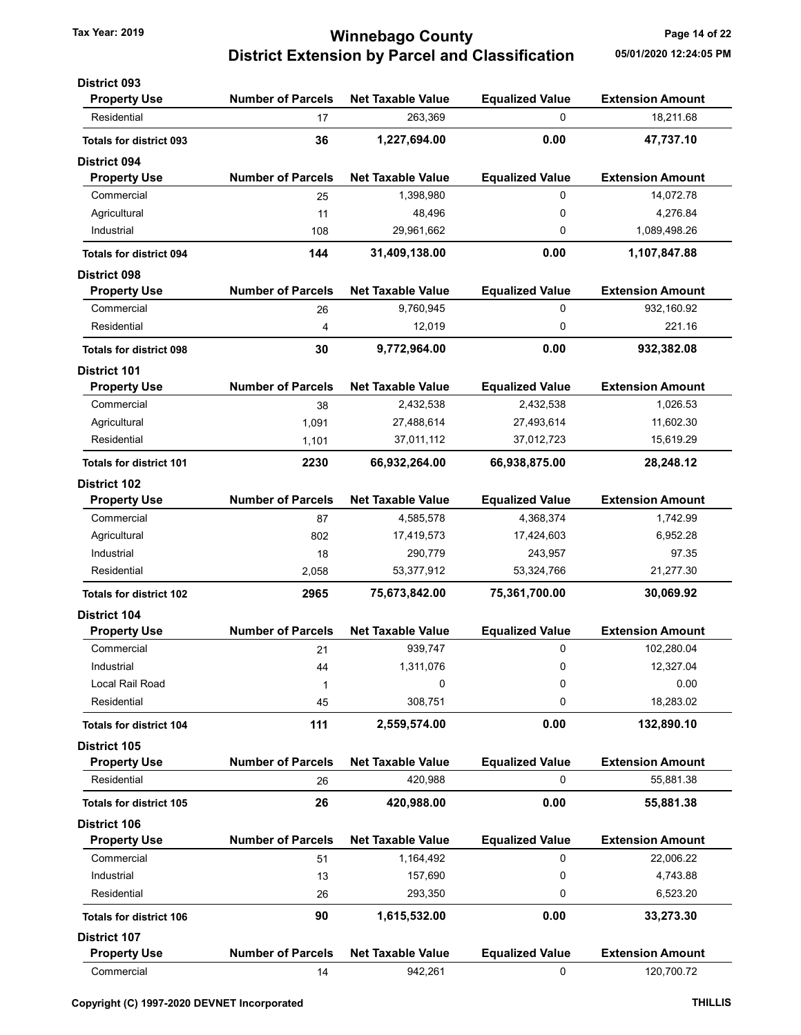# Winnebago County
## District Extension by Parcel and Classification

Tax Year: 2019

05/01/2020 12:24:05 PM

### District 093

| Property Use | Number of Parcels | Net Taxable Value | Equalized Value | Extension Amount |
|---|---|---|---|---|
| Residential | 17 | 263,369 | 0 | 18,211.68 |
| **Totals for district 093** | **36** | **1,227,694.00** | **0.00** | **47,737.10** |

### District 094

| Property Use | Number of Parcels | Net Taxable Value | Equalized Value | Extension Amount |
|---|---|---|---|---|
| Commercial | 25 | 1,398,980 | 0 | 14,072.78 |
| Agricultural | 11 | 48,496 | 0 | 4,276.84 |
| Industrial | 108 | 29,961,662 | 0 | 1,089,498.26 |
| **Totals for district 094** | **144** | **31,409,138.00** | **0.00** | **1,107,847.88** |

### District 098

| Property Use | Number of Parcels | Net Taxable Value | Equalized Value | Extension Amount |
|---|---|---|---|---|
| Commercial | 26 | 9,760,945 | 0 | 932,160.92 |
| Residential | 4 | 12,019 | 0 | 221.16 |
| **Totals for district 098** | **30** | **9,772,964.00** | **0.00** | **932,382.08** |

### District 101

| Property Use | Number of Parcels | Net Taxable Value | Equalized Value | Extension Amount |
|---|---|---|---|---|
| Commercial | 38 | 2,432,538 | 2,432,538 | 1,026.53 |
| Agricultural | 1,091 | 27,488,614 | 27,493,614 | 11,602.30 |
| Residential | 1,101 | 37,011,112 | 37,012,723 | 15,619.29 |
| **Totals for district 101** | **2230** | **66,932,264.00** | **66,938,875.00** | **28,248.12** |

### District 102

| Property Use | Number of Parcels | Net Taxable Value | Equalized Value | Extension Amount |
|---|---|---|---|---|
| Commercial | 87 | 4,585,578 | 4,368,374 | 1,742.99 |
| Agricultural | 802 | 17,419,573 | 17,424,603 | 6,952.28 |
| Industrial | 18 | 290,779 | 243,957 | 97.35 |
| Residential | 2,058 | 53,377,912 | 53,324,766 | 21,277.30 |
| **Totals for district 102** | **2965** | **75,673,842.00** | **75,361,700.00** | **30,069.92** |

### District 104

| Property Use | Number of Parcels | Net Taxable Value | Equalized Value | Extension Amount |
|---|---|---|---|---|
| Commercial | 21 | 939,747 | 0 | 102,280.04 |
| Industrial | 44 | 1,311,076 | 0 | 12,327.04 |
| Local Rail Road | 1 | 0 | 0 | 0.00 |
| Residential | 45 | 308,751 | 0 | 18,283.02 |
| **Totals for district 104** | **111** | **2,559,574.00** | **0.00** | **132,890.10** |

### District 105

| Property Use | Number of Parcels | Net Taxable Value | Equalized Value | Extension Amount |
|---|---|---|---|---|
| Residential | 26 | 420,988 | 0 | 55,881.38 |
| **Totals for district 105** | **26** | **420,988.00** | **0.00** | **55,881.38** |

### District 106

| Property Use | Number of Parcels | Net Taxable Value | Equalized Value | Extension Amount |
|---|---|---|---|---|
| Commercial | 51 | 1,164,492 | 0 | 22,006.22 |
| Industrial | 13 | 157,690 | 0 | 4,743.88 |
| Residential | 26 | 293,350 | 0 | 6,523.20 |
| **Totals for district 106** | **90** | **1,615,532.00** | **0.00** | **33,273.30** |

### District 107

| Property Use | Number of Parcels | Net Taxable Value | Equalized Value | Extension Amount |
|---|---|---|---|---|
| Commercial | 14 | 942,261 | 0 | 120,700.72 |

Copyright (C) 1997-2020 DEVNET Incorporated

THILLIS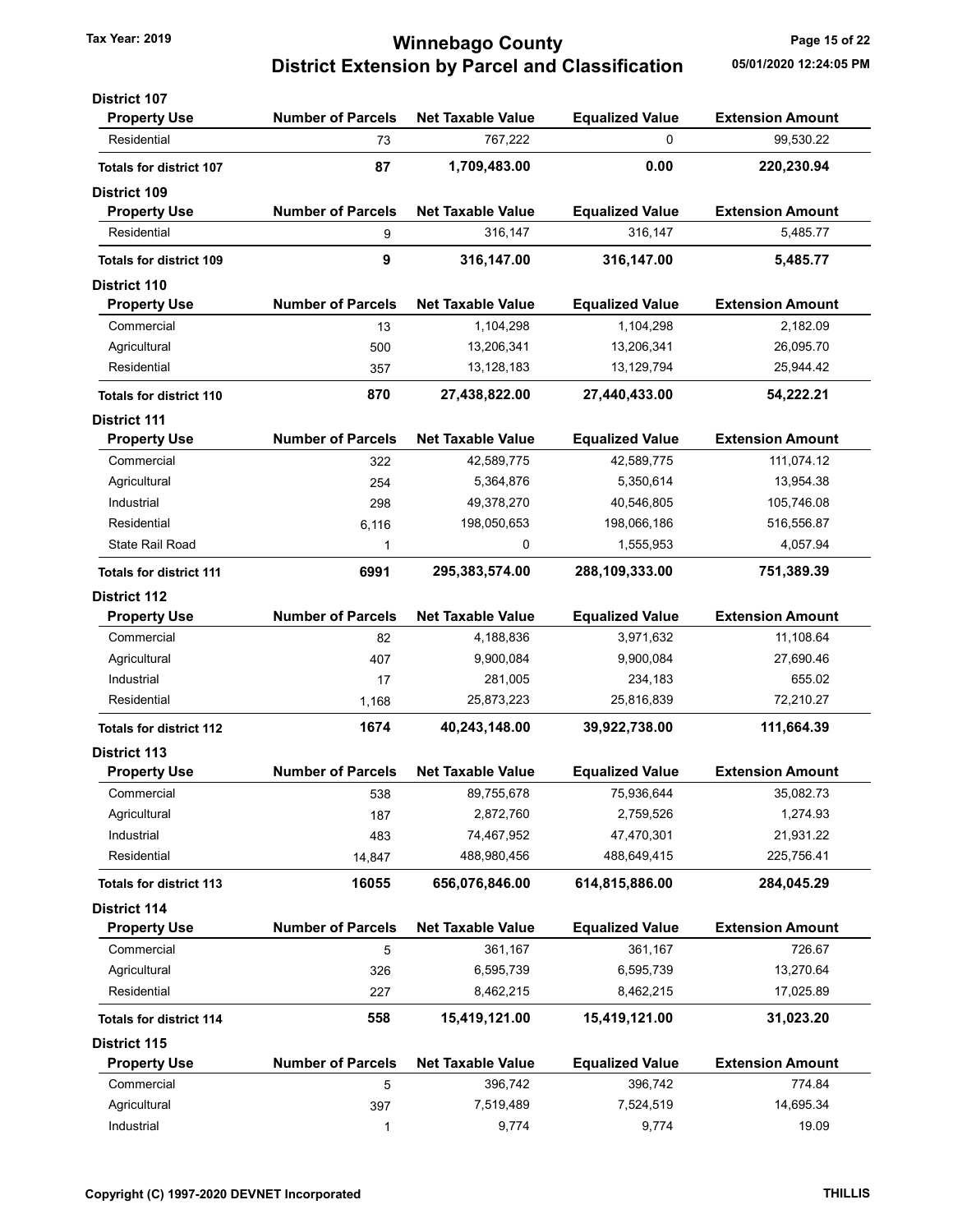# Winnebago County
## District Extension by Parcel and Classification

Tax Year: 2019

05/01/2020 12:24:05 PM

### District 107

| Property Use | Number of Parcels | Net Taxable Value | Equalized Value | Extension Amount |
|---|---|---|---|---|
| Residential | 73 | 767,222 | 0 | 99,530.22 |
| **Totals for district 107** | **87** | **1,709,483.00** | **0.00** | **220,230.94** |

### District 109

| Property Use | Number of Parcels | Net Taxable Value | Equalized Value | Extension Amount |
|---|---|---|---|---|
| Residential | 9 | 316,147 | 316,147 | 5,485.77 |
| **Totals for district 109** | **9** | **316,147.00** | **316,147.00** | **5,485.77** |

### District 110

| Property Use | Number of Parcels | Net Taxable Value | Equalized Value | Extension Amount |
|---|---|---|---|---|
| Commercial | 13 | 1,104,298 | 1,104,298 | 2,182.09 |
| Agricultural | 500 | 13,206,341 | 13,206,341 | 26,095.70 |
| Residential | 357 | 13,128,183 | 13,129,794 | 25,944.42 |
| **Totals for district 110** | **870** | **27,438,822.00** | **27,440,433.00** | **54,222.21** |

### District 111

| Property Use | Number of Parcels | Net Taxable Value | Equalized Value | Extension Amount |
|---|---|---|---|---|
| Commercial | 322 | 42,589,775 | 42,589,775 | 111,074.12 |
| Agricultural | 254 | 5,364,876 | 5,350,614 | 13,954.38 |
| Industrial | 298 | 49,378,270 | 40,546,805 | 105,746.08 |
| Residential | 6,116 | 198,050,653 | 198,066,186 | 516,556.87 |
| State Rail Road | 1 | 0 | 1,555,953 | 4,057.94 |
| **Totals for district 111** | **6991** | **295,383,574.00** | **288,109,333.00** | **751,389.39** |

### District 112

| Property Use | Number of Parcels | Net Taxable Value | Equalized Value | Extension Amount |
|---|---|---|---|---|
| Commercial | 82 | 4,188,836 | 3,971,632 | 11,108.64 |
| Agricultural | 407 | 9,900,084 | 9,900,084 | 27,690.46 |
| Industrial | 17 | 281,005 | 234,183 | 655.02 |
| Residential | 1,168 | 25,873,223 | 25,816,839 | 72,210.27 |
| **Totals for district 112** | **1674** | **40,243,148.00** | **39,922,738.00** | **111,664.39** |

### District 113

| Property Use | Number of Parcels | Net Taxable Value | Equalized Value | Extension Amount |
|---|---|---|---|---|
| Commercial | 538 | 89,755,678 | 75,936,644 | 35,082.73 |
| Agricultural | 187 | 2,872,760 | 2,759,526 | 1,274.93 |
| Industrial | 483 | 74,467,952 | 47,470,301 | 21,931.22 |
| Residential | 14,847 | 488,980,456 | 488,649,415 | 225,756.41 |
| **Totals for district 113** | **16055** | **656,076,846.00** | **614,815,886.00** | **284,045.29** |

### District 114

| Property Use | Number of Parcels | Net Taxable Value | Equalized Value | Extension Amount |
|---|---|---|---|---|
| Commercial | 5 | 361,167 | 361,167 | 726.67 |
| Agricultural | 326 | 6,595,739 | 6,595,739 | 13,270.64 |
| Residential | 227 | 8,462,215 | 8,462,215 | 17,025.89 |
| **Totals for district 114** | **558** | **15,419,121.00** | **15,419,121.00** | **31,023.20** |

### District 115

| Property Use | Number of Parcels | Net Taxable Value | Equalized Value | Extension Amount |
|---|---|---|---|---|
| Commercial | 5 | 396,742 | 396,742 | 774.84 |
| Agricultural | 397 | 7,519,489 | 7,524,519 | 14,695.34 |
| Industrial | 1 | 9,774 | 9,774 | 19.09 |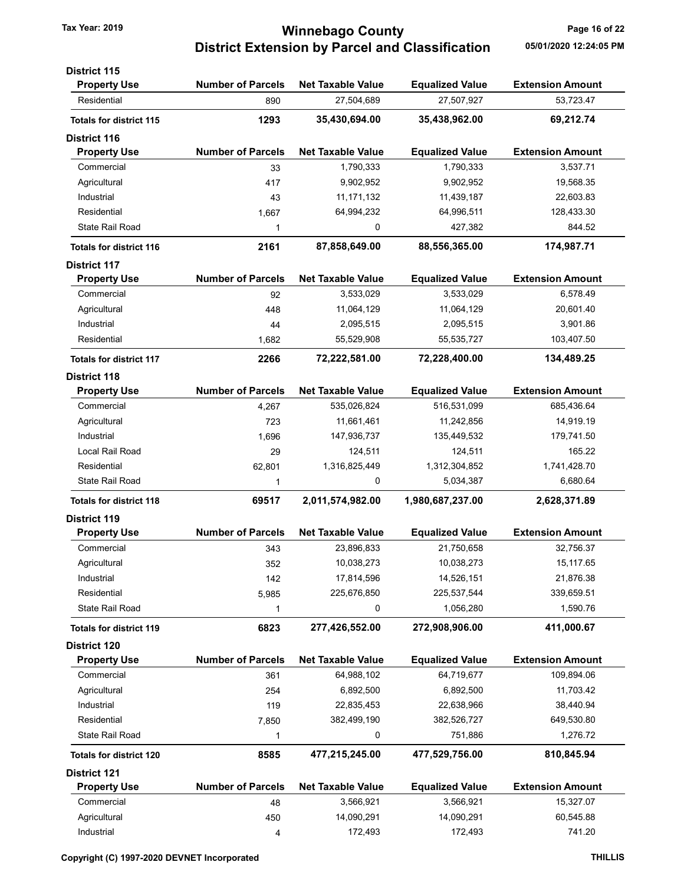**District 115**

| Property Use | Number of Parcels | Net Taxable Value | Equalized Value | Extension Amount |
|---|---|---|---|---|
| Residential | 890 | 27,504,689 | 27,507,927 | 53,723.47 |
| **Totals for district 115** | **1293** | **35,430,694.00** | **35,438,962.00** | **69,212.74** |

**District 116**

| Property Use | Number of Parcels | Net Taxable Value | Equalized Value | Extension Amount |
|---|---|---|---|---|
| Commercial | 33 | 1,790,333 | 1,790,333 | 3,537.71 |
| Agricultural | 417 | 9,902,952 | 9,902,952 | 19,568.35 |
| Industrial | 43 | 11,171,132 | 11,439,187 | 22,603.83 |
| Residential | 1,667 | 64,994,232 | 64,996,511 | 128,433.30 |
| State Rail Road | 1 | 0 | 427,382 | 844.52 |
| **Totals for district 116** | **2161** | **87,858,649.00** | **88,556,365.00** | **174,987.71** |

**District 117**

| Property Use | Number of Parcels | Net Taxable Value | Equalized Value | Extension Amount |
|---|---|---|---|---|
| Commercial | 92 | 3,533,029 | 3,533,029 | 6,578.49 |
| Agricultural | 448 | 11,064,129 | 11,064,129 | 20,601.40 |
| Industrial | 44 | 2,095,515 | 2,095,515 | 3,901.86 |
| Residential | 1,682 | 55,529,908 | 55,535,727 | 103,407.50 |
| **Totals for district 117** | **2266** | **72,222,581.00** | **72,228,400.00** | **134,489.25** |

**District 118**

| Property Use | Number of Parcels | Net Taxable Value | Equalized Value | Extension Amount |
|---|---|---|---|---|
| Commercial | 4,267 | 535,026,824 | 516,531,099 | 685,436.64 |
| Agricultural | 723 | 11,661,461 | 11,242,856 | 14,919.19 |
| Industrial | 1,696 | 147,936,737 | 135,449,532 | 179,741.50 |
| Local Rail Road | 29 | 124,511 | 124,511 | 165.22 |
| Residential | 62,801 | 1,316,825,449 | 1,312,304,852 | 1,741,428.70 |
| State Rail Road | 1 | 0 | 5,034,387 | 6,680.64 |
| **Totals for district 118** | **69517** | **2,011,574,982.00** | **1,980,687,237.00** | **2,628,371.89** |

**District 119**

| Property Use | Number of Parcels | Net Taxable Value | Equalized Value | Extension Amount |
|---|---|---|---|---|
| Commercial | 343 | 23,896,833 | 21,750,658 | 32,756.37 |
| Agricultural | 352 | 10,038,273 | 10,038,273 | 15,117.65 |
| Industrial | 142 | 17,814,596 | 14,526,151 | 21,876.38 |
| Residential | 5,985 | 225,676,850 | 225,537,544 | 339,659.51 |
| State Rail Road | 1 | 0 | 1,056,280 | 1,590.76 |
| **Totals for district 119** | **6823** | **277,426,552.00** | **272,908,906.00** | **411,000.67** |

**District 120**

| Property Use | Number of Parcels | Net Taxable Value | Equalized Value | Extension Amount |
|---|---|---|---|---|
| Commercial | 361 | 64,988,102 | 64,719,677 | 109,894.06 |
| Agricultural | 254 | 6,892,500 | 6,892,500 | 11,703.42 |
| Industrial | 119 | 22,835,453 | 22,638,966 | 38,440.94 |
| Residential | 7,850 | 382,499,190 | 382,526,727 | 649,530.80 |
| State Rail Road | 1 | 0 | 751,886 | 1,276.72 |
| **Totals for district 120** | **8585** | **477,215,245.00** | **477,529,756.00** | **810,845.94** |

**District 121**

| Property Use | Number of Parcels | Net Taxable Value | Equalized Value | Extension Amount |
|---|---|---|---|---|
| Commercial | 48 | 3,566,921 | 3,566,921 | 15,327.07 |
| Agricultural | 450 | 14,090,291 | 14,090,291 | 60,545.88 |
| Industrial | 4 | 172,493 | 172,493 | 741.20 |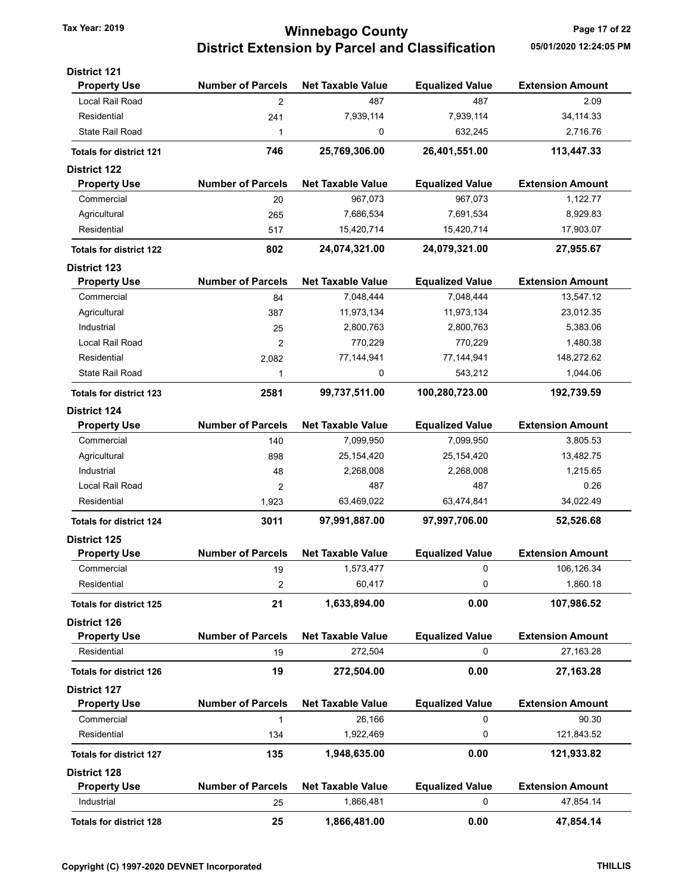### District 121

| Property Use | Number of Parcels | Net Taxable Value | Equalized Value | Extension Amount |
|---|---|---|---|---|
| Local Rail Road | 2 | 487 | 487 | 2.09 |
| Residential | 241 | 7,939,114 | 7,939,114 | 34,114.33 |
| State Rail Road | 1 | 0 | 632,245 | 2,716.76 |
| **Totals for district 121** | **746** | **25,769,306.00** | **26,401,551.00** | **113,447.33** |

### District 122

| Property Use | Number of Parcels | Net Taxable Value | Equalized Value | Extension Amount |
|---|---|---|---|---|
| Commercial | 20 | 967,073 | 967,073 | 1,122.77 |
| Agricultural | 265 | 7,686,534 | 7,691,534 | 8,929.83 |
| Residential | 517 | 15,420,714 | 15,420,714 | 17,903.07 |
| **Totals for district 122** | **802** | **24,074,321.00** | **24,079,321.00** | **27,955.67** |

### District 123

| Property Use | Number of Parcels | Net Taxable Value | Equalized Value | Extension Amount |
|---|---|---|---|---|
| Commercial | 84 | 7,048,444 | 7,048,444 | 13,547.12 |
| Agricultural | 387 | 11,973,134 | 11,973,134 | 23,012.35 |
| Industrial | 25 | 2,800,763 | 2,800,763 | 5,383.06 |
| Local Rail Road | 2 | 770,229 | 770,229 | 1,480.38 |
| Residential | 2,082 | 77,144,941 | 77,144,941 | 148,272.62 |
| State Rail Road | 1 | 0 | 543,212 | 1,044.06 |
| **Totals for district 123** | **2581** | **99,737,511.00** | **100,280,723.00** | **192,739.59** |

### District 124

| Property Use | Number of Parcels | Net Taxable Value | Equalized Value | Extension Amount |
|---|---|---|---|---|
| Commercial | 140 | 7,099,950 | 7,099,950 | 3,805.53 |
| Agricultural | 898 | 25,154,420 | 25,154,420 | 13,482.75 |
| Industrial | 48 | 2,268,008 | 2,268,008 | 1,215.65 |
| Local Rail Road | 2 | 487 | 487 | 0.26 |
| Residential | 1,923 | 63,469,022 | 63,474,841 | 34,022.49 |
| **Totals for district 124** | **3011** | **97,991,887.00** | **97,997,706.00** | **52,526.68** |

### District 125

| Property Use | Number of Parcels | Net Taxable Value | Equalized Value | Extension Amount |
|---|---|---|---|---|
| Commercial | 19 | 1,573,477 | 0 | 106,126.34 |
| Residential | 2 | 60,417 | 0 | 1,860.18 |
| **Totals for district 125** | **21** | **1,633,894.00** | **0.00** | **107,986.52** |

### District 126

| Property Use | Number of Parcels | Net Taxable Value | Equalized Value | Extension Amount |
|---|---|---|---|---|
| Residential | 19 | 272,504 | 0 | 27,163.28 |
| **Totals for district 126** | **19** | **272,504.00** | **0.00** | **27,163.28** |

### District 127

| Property Use | Number of Parcels | Net Taxable Value | Equalized Value | Extension Amount |
|---|---|---|---|---|
| Commercial | 1 | 26,166 | 0 | 90.30 |
| Residential | 134 | 1,922,469 | 0 | 121,843.52 |
| **Totals for district 127** | **135** | **1,948,635.00** | **0.00** | **121,933.82** |

### District 128

| Property Use | Number of Parcels | Net Taxable Value | Equalized Value | Extension Amount |
|---|---|---|---|---|
| Industrial | 25 | 1,866,481 | 0 | 47,854.14 |
| **Totals for district 128** | **25** | **1,866,481.00** | **0.00** | **47,854.14** |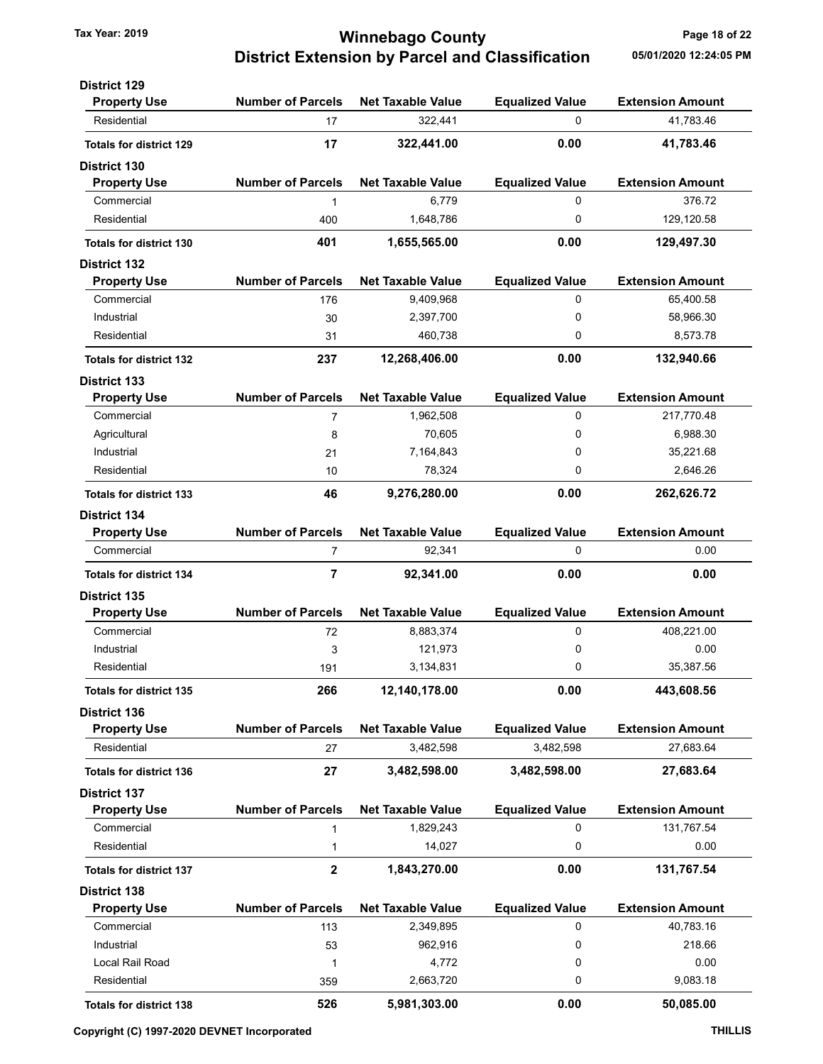# Winnebago County
## District Extension by Parcel and Classification

Tax Year: 2019

05/01/2020 12:24:05 PM

### District 129

| Property Use | Number of Parcels | Net Taxable Value | Equalized Value | Extension Amount |
|---|---|---|---|---|
| Residential | 17 | 322,441 | 0 | 41,783.46 |
| **Totals for district 129** | **17** | **322,441.00** | **0.00** | **41,783.46** |

### District 130

| Property Use | Number of Parcels | Net Taxable Value | Equalized Value | Extension Amount |
|---|---|---|---|---|
| Commercial | 1 | 6,779 | 0 | 376.72 |
| Residential | 400 | 1,648,786 | 0 | 129,120.58 |
| **Totals for district 130** | **401** | **1,655,565.00** | **0.00** | **129,497.30** |

### District 132

| Property Use | Number of Parcels | Net Taxable Value | Equalized Value | Extension Amount |
|---|---|---|---|---|
| Commercial | 176 | 9,409,968 | 0 | 65,400.58 |
| Industrial | 30 | 2,397,700 | 0 | 58,966.30 |
| Residential | 31 | 460,738 | 0 | 8,573.78 |
| **Totals for district 132** | **237** | **12,268,406.00** | **0.00** | **132,940.66** |

### District 133

| Property Use | Number of Parcels | Net Taxable Value | Equalized Value | Extension Amount |
|---|---|---|---|---|
| Commercial | 7 | 1,962,508 | 0 | 217,770.48 |
| Agricultural | 8 | 70,605 | 0 | 6,988.30 |
| Industrial | 21 | 7,164,843 | 0 | 35,221.68 |
| Residential | 10 | 78,324 | 0 | 2,646.26 |
| **Totals for district 133** | **46** | **9,276,280.00** | **0.00** | **262,626.72** |

### District 134

| Property Use | Number of Parcels | Net Taxable Value | Equalized Value | Extension Amount |
|---|---|---|---|---|
| Commercial | 7 | 92,341 | 0 | 0.00 |
| **Totals for district 134** | **7** | **92,341.00** | **0.00** | **0.00** |

### District 135

| Property Use | Number of Parcels | Net Taxable Value | Equalized Value | Extension Amount |
|---|---|---|---|---|
| Commercial | 72 | 8,883,374 | 0 | 408,221.00 |
| Industrial | 3 | 121,973 | 0 | 0.00 |
| Residential | 191 | 3,134,831 | 0 | 35,387.56 |
| **Totals for district 135** | **266** | **12,140,178.00** | **0.00** | **443,608.56** |

### District 136

| Property Use | Number of Parcels | Net Taxable Value | Equalized Value | Extension Amount |
|---|---|---|---|---|
| Residential | 27 | 3,482,598 | 3,482,598 | 27,683.64 |
| **Totals for district 136** | **27** | **3,482,598.00** | **3,482,598.00** | **27,683.64** |

### District 137

| Property Use | Number of Parcels | Net Taxable Value | Equalized Value | Extension Amount |
|---|---|---|---|---|
| Commercial | 1 | 1,829,243 | 0 | 131,767.54 |
| Residential | 1 | 14,027 | 0 | 0.00 |
| **Totals for district 137** | **2** | **1,843,270.00** | **0.00** | **131,767.54** |

### District 138

| Property Use | Number of Parcels | Net Taxable Value | Equalized Value | Extension Amount |
|---|---|---|---|---|
| Commercial | 113 | 2,349,895 | 0 | 40,783.16 |
| Industrial | 53 | 962,916 | 0 | 218.66 |
| Local Rail Road | 1 | 4,772 | 0 | 0.00 |
| Residential | 359 | 2,663,720 | 0 | 9,083.18 |
| **Totals for district 138** | **526** | **5,981,303.00** | **0.00** | **50,085.00** |

Copyright (C) 1997-2020 DEVNET Incorporated THILLIS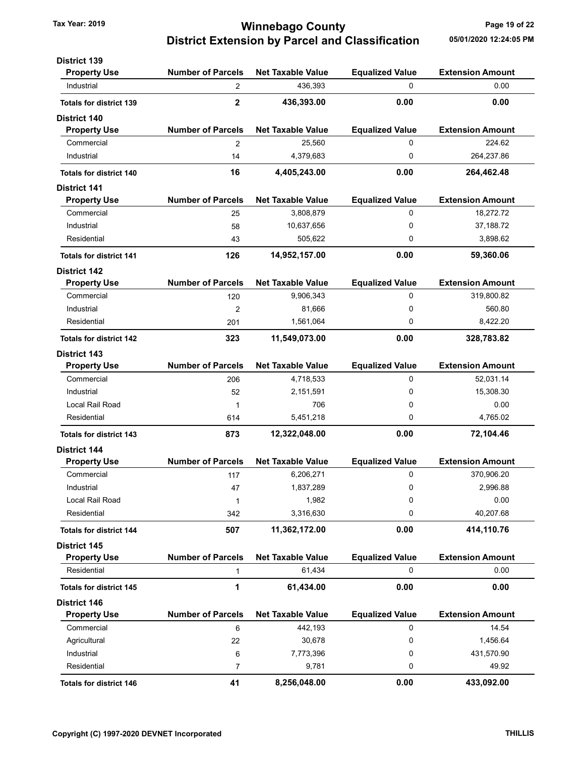# Winnebago County
## District Extension by Parcel and Classification

Tax Year: 2019

05/01/2020 12:24:05 PM

### District 139

| Property Use | Number of Parcels | Net Taxable Value | Equalized Value | Extension Amount |
|---|---|---|---|---|
| Industrial | 2 | 436,393 | 0 | 0.00 |
| **Totals for district 139** | **2** | **436,393.00** | **0.00** | **0.00** |

### District 140

| Property Use | Number of Parcels | Net Taxable Value | Equalized Value | Extension Amount |
|---|---|---|---|---|
| Commercial | 2 | 25,560 | 0 | 224.62 |
| Industrial | 14 | 4,379,683 | 0 | 264,237.86 |
| **Totals for district 140** | **16** | **4,405,243.00** | **0.00** | **264,462.48** |

### District 141

| Property Use | Number of Parcels | Net Taxable Value | Equalized Value | Extension Amount |
|---|---|---|---|---|
| Commercial | 25 | 3,808,879 | 0 | 18,272.72 |
| Industrial | 58 | 10,637,656 | 0 | 37,188.72 |
| Residential | 43 | 505,622 | 0 | 3,898.62 |
| **Totals for district 141** | **126** | **14,952,157.00** | **0.00** | **59,360.06** |

### District 142

| Property Use | Number of Parcels | Net Taxable Value | Equalized Value | Extension Amount |
|---|---|---|---|---|
| Commercial | 120 | 9,906,343 | 0 | 319,800.82 |
| Industrial | 2 | 81,666 | 0 | 560.80 |
| Residential | 201 | 1,561,064 | 0 | 8,422.20 |
| **Totals for district 142** | **323** | **11,549,073.00** | **0.00** | **328,783.82** |

### District 143

| Property Use | Number of Parcels | Net Taxable Value | Equalized Value | Extension Amount |
|---|---|---|---|---|
| Commercial | 206 | 4,718,533 | 0 | 52,031.14 |
| Industrial | 52 | 2,151,591 | 0 | 15,308.30 |
| Local Rail Road | 1 | 706 | 0 | 0.00 |
| Residential | 614 | 5,451,218 | 0 | 4,765.02 |
| **Totals for district 143** | **873** | **12,322,048.00** | **0.00** | **72,104.46** |

### District 144

| Property Use | Number of Parcels | Net Taxable Value | Equalized Value | Extension Amount |
|---|---|---|---|---|
| Commercial | 117 | 6,206,271 | 0 | 370,906.20 |
| Industrial | 47 | 1,837,289 | 0 | 2,996.88 |
| Local Rail Road | 1 | 1,982 | 0 | 0.00 |
| Residential | 342 | 3,316,630 | 0 | 40,207.68 |
| **Totals for district 144** | **507** | **11,362,172.00** | **0.00** | **414,110.76** |

### District 145

| Property Use | Number of Parcels | Net Taxable Value | Equalized Value | Extension Amount |
|---|---|---|---|---|
| Residential | 1 | 61,434 | 0 | 0.00 |
| **Totals for district 145** | **1** | **61,434.00** | **0.00** | **0.00** |

### District 146

| Property Use | Number of Parcels | Net Taxable Value | Equalized Value | Extension Amount |
|---|---|---|---|---|
| Commercial | 6 | 442,193 | 0 | 14.54 |
| Agricultural | 22 | 30,678 | 0 | 1,456.64 |
| Industrial | 6 | 7,773,396 | 0 | 431,570.90 |
| Residential | 7 | 9,781 | 0 | 49.92 |
| **Totals for district 146** | **41** | **8,256,048.00** | **0.00** | **433,092.00** |

Copyright (C) 1997-2020 DEVNET Incorporated

THILLIS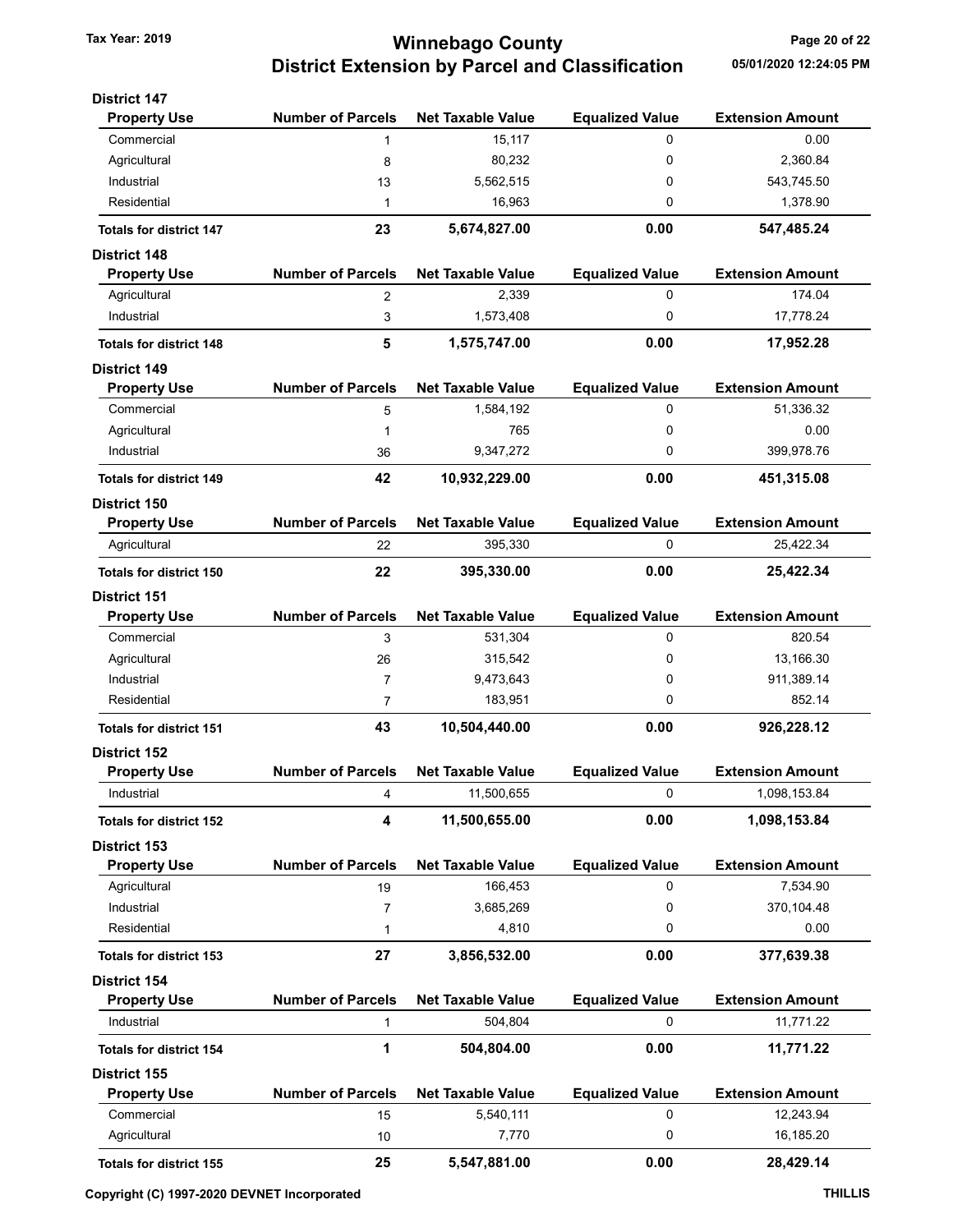### District 147

| Property Use | Number of Parcels | Net Taxable Value | Equalized Value | Extension Amount |
|---|---|---|---|---|
| Commercial | 1 | 15,117 | 0 | 0.00 |
| Agricultural | 8 | 80,232 | 0 | 2,360.84 |
| Industrial | 13 | 5,562,515 | 0 | 543,745.50 |
| Residential | 1 | 16,963 | 0 | 1,378.90 |
| **Totals for district 147** | **23** | **5,674,827.00** | **0.00** | **547,485.24** |

### District 148

| Property Use | Number of Parcels | Net Taxable Value | Equalized Value | Extension Amount |
|---|---|---|---|---|
| Agricultural | 2 | 2,339 | 0 | 174.04 |
| Industrial | 3 | 1,573,408 | 0 | 17,778.24 |
| **Totals for district 148** | **5** | **1,575,747.00** | **0.00** | **17,952.28** |

### District 149

| Property Use | Number of Parcels | Net Taxable Value | Equalized Value | Extension Amount |
|---|---|---|---|---|
| Commercial | 5 | 1,584,192 | 0 | 51,336.32 |
| Agricultural | 1 | 765 | 0 | 0.00 |
| Industrial | 36 | 9,347,272 | 0 | 399,978.76 |
| **Totals for district 149** | **42** | **10,932,229.00** | **0.00** | **451,315.08** |

### District 150

| Property Use | Number of Parcels | Net Taxable Value | Equalized Value | Extension Amount |
|---|---|---|---|---|
| Agricultural | 22 | 395,330 | 0 | 25,422.34 |
| **Totals for district 150** | **22** | **395,330.00** | **0.00** | **25,422.34** |

### District 151

| Property Use | Number of Parcels | Net Taxable Value | Equalized Value | Extension Amount |
|---|---|---|---|---|
| Commercial | 3 | 531,304 | 0 | 820.54 |
| Agricultural | 26 | 315,542 | 0 | 13,166.30 |
| Industrial | 7 | 9,473,643 | 0 | 911,389.14 |
| Residential | 7 | 183,951 | 0 | 852.14 |
| **Totals for district 151** | **43** | **10,504,440.00** | **0.00** | **926,228.12** |

### District 152

| Property Use | Number of Parcels | Net Taxable Value | Equalized Value | Extension Amount |
|---|---|---|---|---|
| Industrial | 4 | 11,500,655 | 0 | 1,098,153.84 |
| **Totals for district 152** | **4** | **11,500,655.00** | **0.00** | **1,098,153.84** |

### District 153

| Property Use | Number of Parcels | Net Taxable Value | Equalized Value | Extension Amount |
|---|---|---|---|---|
| Agricultural | 19 | 166,453 | 0 | 7,534.90 |
| Industrial | 7 | 3,685,269 | 0 | 370,104.48 |
| Residential | 1 | 4,810 | 0 | 0.00 |
| **Totals for district 153** | **27** | **3,856,532.00** | **0.00** | **377,639.38** |

### District 154

| Property Use | Number of Parcels | Net Taxable Value | Equalized Value | Extension Amount |
|---|---|---|---|---|
| Industrial | 1 | 504,804 | 0 | 11,771.22 |
| **Totals for district 154** | **1** | **504,804.00** | **0.00** | **11,771.22** |

### District 155

| Property Use | Number of Parcels | Net Taxable Value | Equalized Value | Extension Amount |
|---|---|---|---|---|
| Commercial | 15 | 5,540,111 | 0 | 12,243.94 |
| Agricultural | 10 | 7,770 | 0 | 16,185.20 |
| **Totals for district 155** | **25** | **5,547,881.00** | **0.00** | **28,429.14** |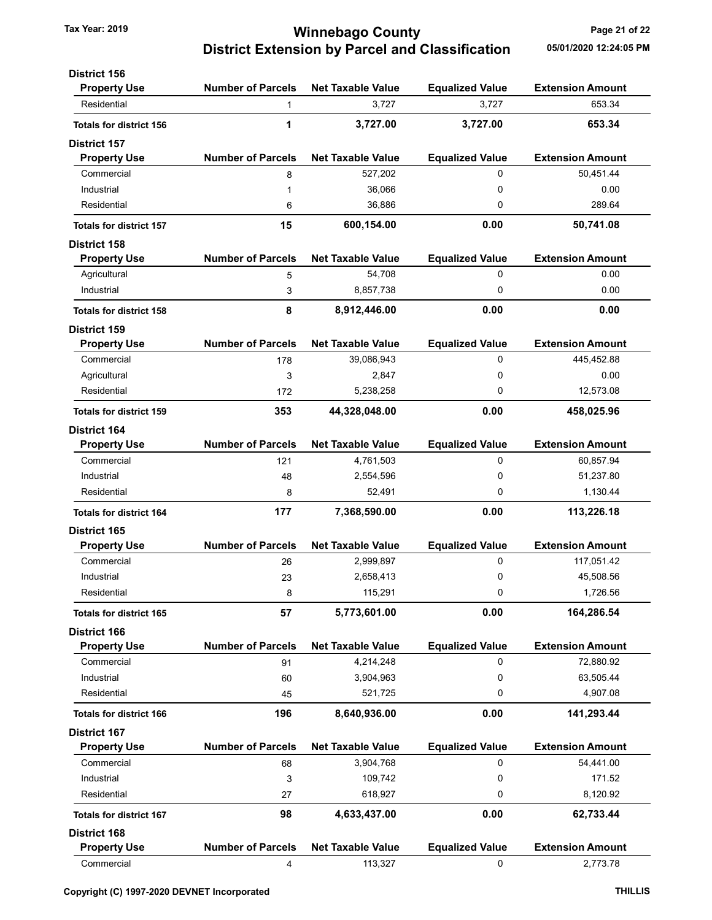**District 156**

| Property Use | Number of Parcels | Net Taxable Value | Equalized Value | Extension Amount |
|---|---|---|---|---|
| Residential | 1 | 3,727 | 3,727 | 653.34 |
| **Totals for district 156** | **1** | **3,727.00** | **3,727.00** | **653.34** |

**District 157**

| Property Use | Number of Parcels | Net Taxable Value | Equalized Value | Extension Amount |
|---|---|---|---|---|
| Commercial | 8 | 527,202 | 0 | 50,451.44 |
| Industrial | 1 | 36,066 | 0 | 0.00 |
| Residential | 6 | 36,886 | 0 | 289.64 |
| **Totals for district 157** | **15** | **600,154.00** | **0.00** | **50,741.08** |

**District 158**

| Property Use | Number of Parcels | Net Taxable Value | Equalized Value | Extension Amount |
|---|---|---|---|---|
| Agricultural | 5 | 54,708 | 0 | 0.00 |
| Industrial | 3 | 8,857,738 | 0 | 0.00 |
| **Totals for district 158** | **8** | **8,912,446.00** | **0.00** | **0.00** |

**District 159**

| Property Use | Number of Parcels | Net Taxable Value | Equalized Value | Extension Amount |
|---|---|---|---|---|
| Commercial | 178 | 39,086,943 | 0 | 445,452.88 |
| Agricultural | 3 | 2,847 | 0 | 0.00 |
| Residential | 172 | 5,238,258 | 0 | 12,573.08 |
| **Totals for district 159** | **353** | **44,328,048.00** | **0.00** | **458,025.96** |

**District 164**

| Property Use | Number of Parcels | Net Taxable Value | Equalized Value | Extension Amount |
|---|---|---|---|---|
| Commercial | 121 | 4,761,503 | 0 | 60,857.94 |
| Industrial | 48 | 2,554,596 | 0 | 51,237.80 |
| Residential | 8 | 52,491 | 0 | 1,130.44 |
| **Totals for district 164** | **177** | **7,368,590.00** | **0.00** | **113,226.18** |

**District 165**

| Property Use | Number of Parcels | Net Taxable Value | Equalized Value | Extension Amount |
|---|---|---|---|---|
| Commercial | 26 | 2,999,897 | 0 | 117,051.42 |
| Industrial | 23 | 2,658,413 | 0 | 45,508.56 |
| Residential | 8 | 115,291 | 0 | 1,726.56 |
| **Totals for district 165** | **57** | **5,773,601.00** | **0.00** | **164,286.54** |

**District 166**

| Property Use | Number of Parcels | Net Taxable Value | Equalized Value | Extension Amount |
|---|---|---|---|---|
| Commercial | 91 | 4,214,248 | 0 | 72,880.92 |
| Industrial | 60 | 3,904,963 | 0 | 63,505.44 |
| Residential | 45 | 521,725 | 0 | 4,907.08 |
| **Totals for district 166** | **196** | **8,640,936.00** | **0.00** | **141,293.44** |

**District 167**

| Property Use | Number of Parcels | Net Taxable Value | Equalized Value | Extension Amount |
|---|---|---|---|---|
| Commercial | 68 | 3,904,768 | 0 | 54,441.00 |
| Industrial | 3 | 109,742 | 0 | 171.52 |
| Residential | 27 | 618,927 | 0 | 8,120.92 |
| **Totals for district 167** | **98** | **4,633,437.00** | **0.00** | **62,733.44** |

**District 168**

| Property Use | Number of Parcels | Net Taxable Value | Equalized Value | Extension Amount |
|---|---|---|---|---|
| Commercial | 4 | 113,327 | 0 | 2,773.78 |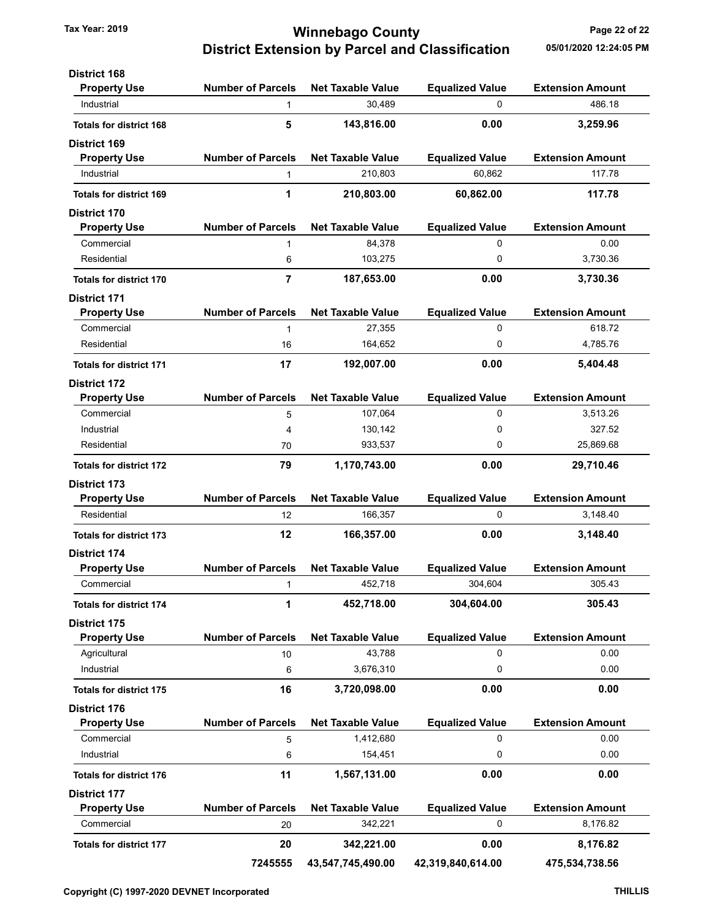# Winnebago County
## District Extension by Parcel and Classification

Tax Year: 2019

05/01/2020 12:24:05 PM

### District 168

| Property Use | Number of Parcels | Net Taxable Value | Equalized Value | Extension Amount |
|---|---|---|---|---|
| Industrial | 1 | 30,489 | 0 | 486.18 |
| **Totals for district 168** | **5** | **143,816.00** | **0.00** | **3,259.96** |

### District 169

| Property Use | Number of Parcels | Net Taxable Value | Equalized Value | Extension Amount |
|---|---|---|---|---|
| Industrial | 1 | 210,803 | 60,862 | 117.78 |
| **Totals for district 169** | **1** | **210,803.00** | **60,862.00** | **117.78** |

### District 170

| Property Use | Number of Parcels | Net Taxable Value | Equalized Value | Extension Amount |
|---|---|---|---|---|
| Commercial | 1 | 84,378 | 0 | 0.00 |
| Residential | 6 | 103,275 | 0 | 3,730.36 |
| **Totals for district 170** | **7** | **187,653.00** | **0.00** | **3,730.36** |

### District 171

| Property Use | Number of Parcels | Net Taxable Value | Equalized Value | Extension Amount |
|---|---|---|---|---|
| Commercial | 1 | 27,355 | 0 | 618.72 |
| Residential | 16 | 164,652 | 0 | 4,785.76 |
| **Totals for district 171** | **17** | **192,007.00** | **0.00** | **5,404.48** |

### District 172

| Property Use | Number of Parcels | Net Taxable Value | Equalized Value | Extension Amount |
|---|---|---|---|---|
| Commercial | 5 | 107,064 | 0 | 3,513.26 |
| Industrial | 4 | 130,142 | 0 | 327.52 |
| Residential | 70 | 933,537 | 0 | 25,869.68 |
| **Totals for district 172** | **79** | **1,170,743.00** | **0.00** | **29,710.46** |

### District 173

| Property Use | Number of Parcels | Net Taxable Value | Equalized Value | Extension Amount |
|---|---|---|---|---|
| Residential | 12 | 166,357 | 0 | 3,148.40 |
| **Totals for district 173** | **12** | **166,357.00** | **0.00** | **3,148.40** |

### District 174

| Property Use | Number of Parcels | Net Taxable Value | Equalized Value | Extension Amount |
|---|---|---|---|---|
| Commercial | 1 | 452,718 | 304,604 | 305.43 |
| **Totals for district 174** | **1** | **452,718.00** | **304,604.00** | **305.43** |

### District 175

| Property Use | Number of Parcels | Net Taxable Value | Equalized Value | Extension Amount |
|---|---|---|---|---|
| Agricultural | 10 | 43,788 | 0 | 0.00 |
| Industrial | 6 | 3,676,310 | 0 | 0.00 |
| **Totals for district 175** | **16** | **3,720,098.00** | **0.00** | **0.00** |

### District 176

| Property Use | Number of Parcels | Net Taxable Value | Equalized Value | Extension Amount |
|---|---|---|---|---|
| Commercial | 5 | 1,412,680 | 0 | 0.00 |
| Industrial | 6 | 154,451 | 0 | 0.00 |
| **Totals for district 176** | **11** | **1,567,131.00** | **0.00** | **0.00** |

### District 177

| Property Use | Number of Parcels | Net Taxable Value | Equalized Value | Extension Amount |
|---|---|---|---|---|
| Commercial | 20 | 342,221 | 0 | 8,176.82 |
| **Totals for district 177** | **20** | **342,221.00** | **0.00** | **8,176.82** |
| | **7245555** | **43,547,745,490.00** | **42,319,840,614.00** | **475,534,738.56** |

Copyright (C) 1997-2020 DEVNET Incorporated THILLIS